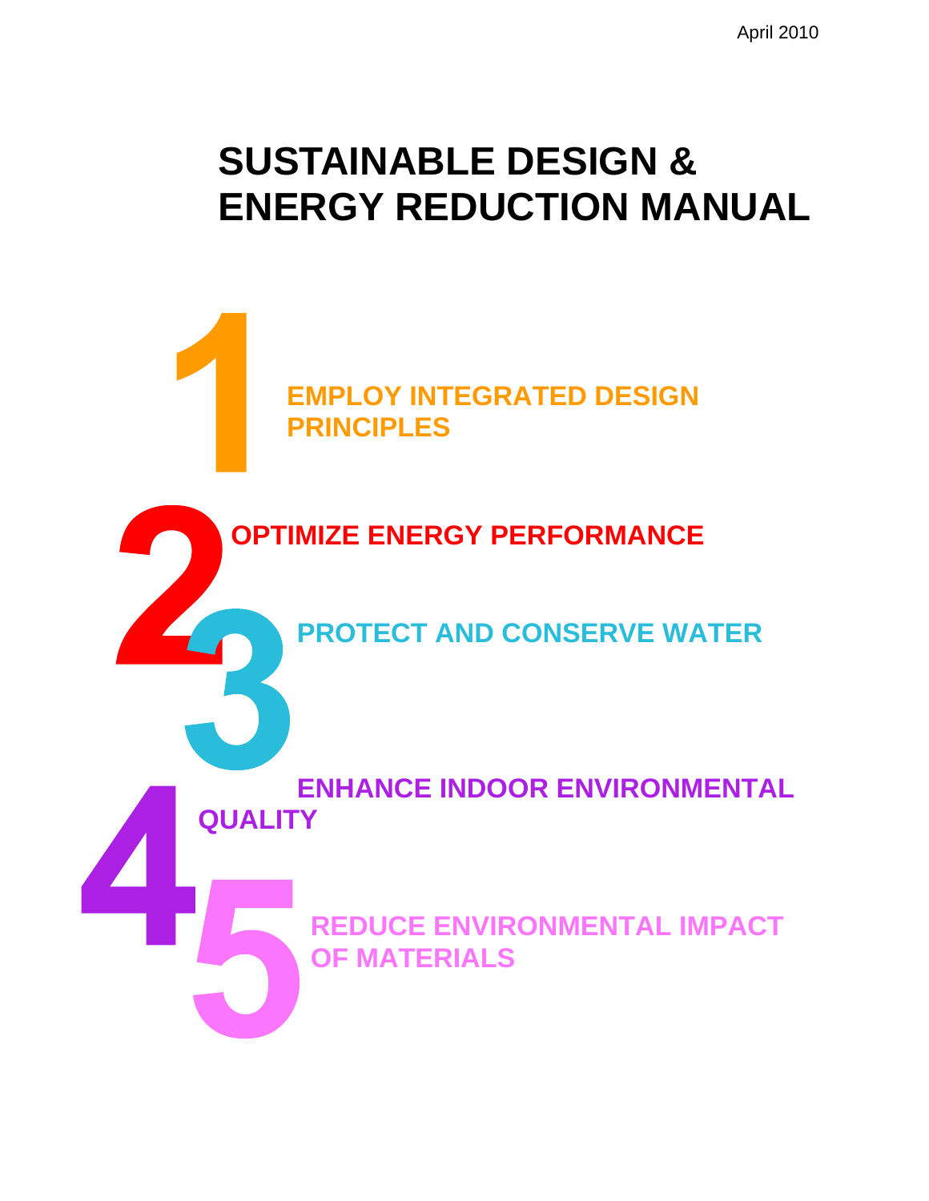April 2010

# SUSTAINABLE DESIGN & ENERGY REDUCTION MANUAL

1 EMPLOY INTEGRATED DESIGN PRINCIPLES

2 OPTIMIZE ENERGY PERFORMANCE

3 PROTECT AND CONSERVE WATER

4 ENHANCE INDOOR ENVIRONMENTAL QUALITY

5 REDUCE ENVIRONMENTAL IMPACT OF MATERIALS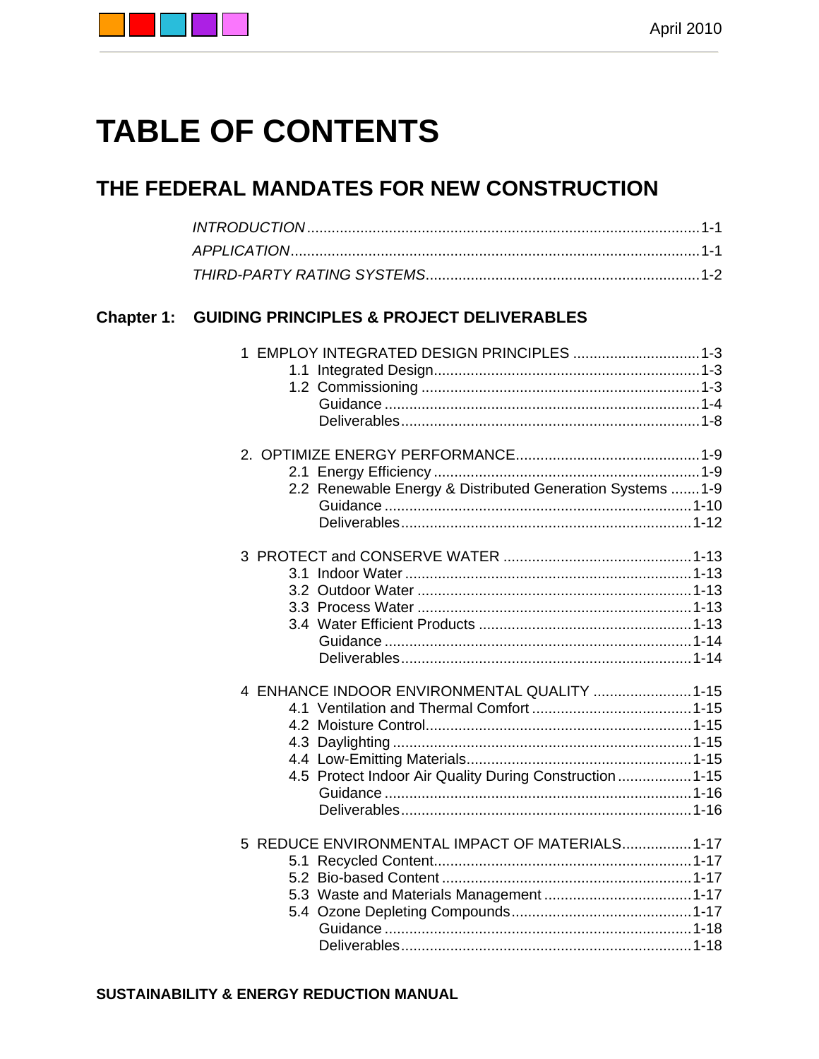# TABLE OF CONTENTS

## THE FEDERAL MANDATES FOR NEW CONSTRUCTION

*INTRODUCTION* ........ 1-1
*APPLICATION* ........ 1-1
*THIRD-PARTY RATING SYSTEMS* ........ 1-2

### Chapter 1: GUIDING PRINCIPLES & PROJECT DELIVERABLES

1 EMPLOY INTEGRATED DESIGN PRINCIPLES ........ 1-3
- 1.1 Integrated Design ........ 1-3
- 1.2 Commissioning ........ 1-3
  - Guidance ........ 1-4
  - Deliverables ........ 1-8

2. OPTIMIZE ENERGY PERFORMANCE ........ 1-9
- 2.1 Energy Efficiency ........ 1-9
- 2.2 Renewable Energy & Distributed Generation Systems ........ 1-9
  - Guidance ........ 1-10
  - Deliverables ........ 1-12

3 PROTECT and CONSERVE WATER ........ 1-13
- 3.1 Indoor Water ........ 1-13
- 3.2 Outdoor Water ........ 1-13
- 3.3 Process Water ........ 1-13
- 3.4 Water Efficient Products ........ 1-13
  - Guidance ........ 1-14
  - Deliverables ........ 1-14

4 ENHANCE INDOOR ENVIRONMENTAL QUALITY ........ 1-15
- 4.1 Ventilation and Thermal Comfort ........ 1-15
- 4.2 Moisture Control ........ 1-15
- 4.3 Daylighting ........ 1-15
- 4.4 Low-Emitting Materials ........ 1-15
- 4.5 Protect Indoor Air Quality During Construction ........ 1-15
  - Guidance ........ 1-16
  - Deliverables ........ 1-16

5 REDUCE ENVIRONMENTAL IMPACT OF MATERIALS ........ 1-17
- 5.1 Recycled Content ........ 1-17
- 5.2 Bio-based Content ........ 1-17
- 5.3 Waste and Materials Management ........ 1-17
- 5.4 Ozone Depleting Compounds ........ 1-17
  - Guidance ........ 1-18
  - Deliverables ........ 1-18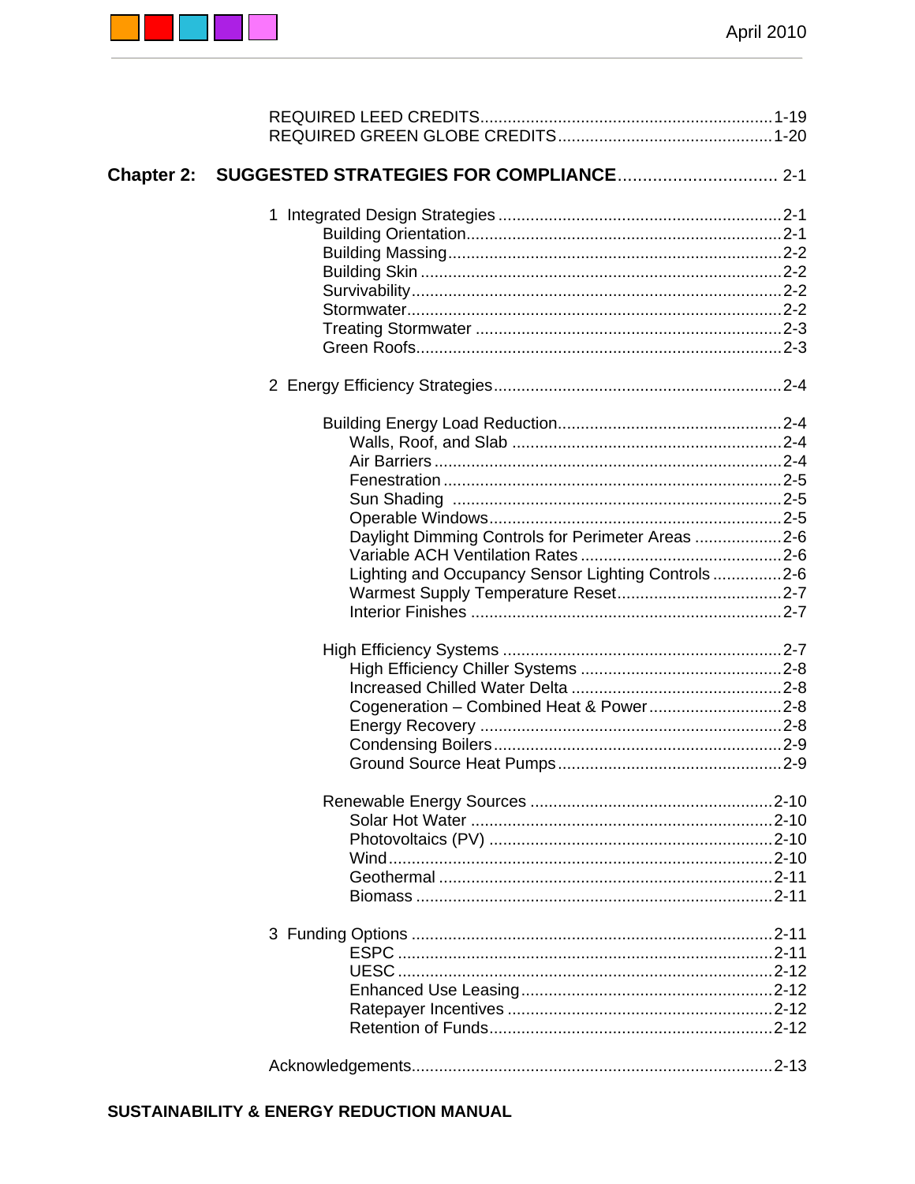REQUIRED LEED CREDITS ........ 1-19
REQUIRED GREEN GLOBE CREDITS ........ 1-20

**Chapter 2: SUGGESTED STRATEGIES FOR COMPLIANCE** ........ 2-1

1 Integrated Design Strategies ........ 2-1
- Building Orientation ........ 2-1
- Building Massing ........ 2-2
- Building Skin ........ 2-2
- Survivability ........ 2-2
- Stormwater ........ 2-2
- Treating Stormwater ........ 2-3
- Green Roofs ........ 2-3

2 Energy Efficiency Strategies ........ 2-4

- Building Energy Load Reduction ........ 2-4
  - Walls, Roof, and Slab ........ 2-4
  - Air Barriers ........ 2-4
  - Fenestration ........ 2-5
  - Sun Shading ........ 2-5
  - Operable Windows ........ 2-5
  - Daylight Dimming Controls for Perimeter Areas ........ 2-6
  - Variable ACH Ventilation Rates ........ 2-6
  - Lighting and Occupancy Sensor Lighting Controls ........ 2-6
  - Warmest Supply Temperature Reset ........ 2-7
  - Interior Finishes ........ 2-7

- High Efficiency Systems ........ 2-7
  - High Efficiency Chiller Systems ........ 2-8
  - Increased Chilled Water Delta ........ 2-8
  - Cogeneration – Combined Heat & Power ........ 2-8
  - Energy Recovery ........ 2-8
  - Condensing Boilers ........ 2-9
  - Ground Source Heat Pumps ........ 2-9

- Renewable Energy Sources ........ 2-10
  - Solar Hot Water ........ 2-10
  - Photovoltaics (PV) ........ 2-10
  - Wind ........ 2-10
  - Geothermal ........ 2-11
  - Biomass ........ 2-11

3 Funding Options ........ 2-11
- ESPC ........ 2-11
- UESC ........ 2-12
- Enhanced Use Leasing ........ 2-12
- Ratepayer Incentives ........ 2-12
- Retention of Funds ........ 2-12

Acknowledgements ........ 2-13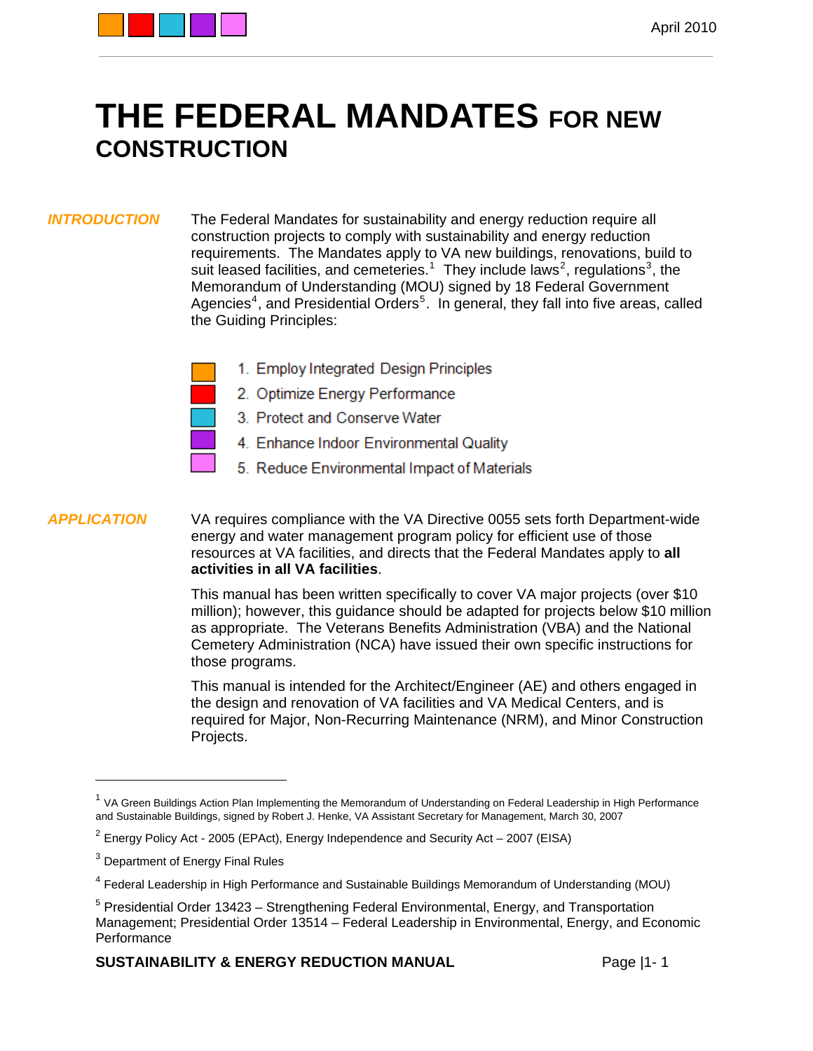# THE FEDERAL MANDATES FOR NEW CONSTRUCTION

***INTRODUCTION***

The Federal Mandates for sustainability and energy reduction require all construction projects to comply with sustainability and energy reduction requirements. The Mandates apply to VA new buildings, renovations, build to suit leased facilities, and cemeteries.[1] They include laws[2], regulations[3], the Memorandum of Understanding (MOU) signed by 18 Federal Government Agencies[4], and Presidential Orders[5]. In general, they fall into five areas, called the Guiding Principles:

1. Employ Integrated Design Principles
2. Optimize Energy Performance
3. Protect and Conserve Water
4. Enhance Indoor Environmental Quality
5. Reduce Environmental Impact of Materials

***APPLICATION***

VA requires compliance with the VA Directive 0055 sets forth Department-wide energy and water management program policy for efficient use of those resources at VA facilities, and directs that the Federal Mandates apply to **all activities in all VA facilities**.

This manual has been written specifically to cover VA major projects (over $10 million); however, this guidance should be adapted for projects below $10 million as appropriate. The Veterans Benefits Administration (VBA) and the National Cemetery Administration (NCA) have issued their own specific instructions for those programs.

This manual is intended for the Architect/Engineer (AE) and others engaged in the design and renovation of VA facilities and VA Medical Centers, and is required for Major, Non-Recurring Maintenance (NRM), and Minor Construction Projects.

---

[1] VA Green Buildings Action Plan Implementing the Memorandum of Understanding on Federal Leadership in High Performance and Sustainable Buildings, signed by Robert J. Henke, VA Assistant Secretary for Management, March 30, 2007

[2] Energy Policy Act - 2005 (EPAct), Energy Independence and Security Act – 2007 (EISA)

[3] Department of Energy Final Rules

[4] Federal Leadership in High Performance and Sustainable Buildings Memorandum of Understanding (MOU)

[5] Presidential Order 13423 – Strengthening Federal Environmental, Energy, and Transportation Management; Presidential Order 13514 – Federal Leadership in Environmental, Energy, and Economic Performance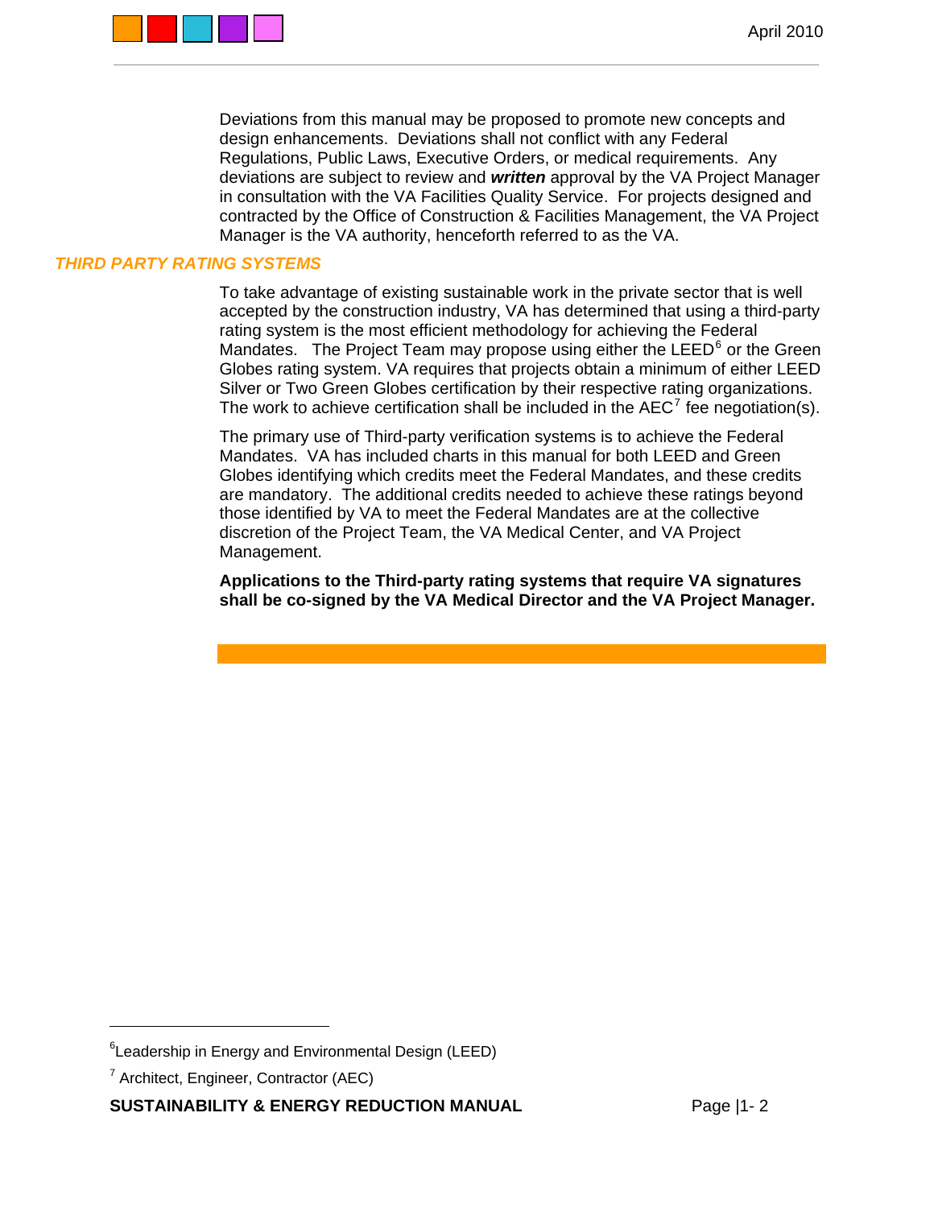Deviations from this manual may be proposed to promote new concepts and design enhancements. Deviations shall not conflict with any Federal Regulations, Public Laws, Executive Orders, or medical requirements. Any deviations are subject to review and ***written*** approval by the VA Project Manager in consultation with the VA Facilities Quality Service. For projects designed and contracted by the Office of Construction & Facilities Management, the VA Project Manager is the VA authority, henceforth referred to as the VA.

## *THIRD PARTY RATING SYSTEMS*

To take advantage of existing sustainable work in the private sector that is well accepted by the construction industry, VA has determined that using a third-party rating system is the most efficient methodology for achieving the Federal Mandates. The Project Team may propose using either the LEED[6] or the Green Globes rating system. VA requires that projects obtain a minimum of either LEED Silver or Two Green Globes certification by their respective rating organizations. The work to achieve certification shall be included in the AEC[7] fee negotiation(s).

The primary use of Third-party verification systems is to achieve the Federal Mandates. VA has included charts in this manual for both LEED and Green Globes identifying which credits meet the Federal Mandates, and these credits are mandatory. The additional credits needed to achieve these ratings beyond those identified by VA to meet the Federal Mandates are at the collective discretion of the Project Team, the VA Medical Center, and VA Project Management.

**Applications to the Third-party rating systems that require VA signatures shall be co-signed by the VA Medical Director and the VA Project Manager.**

[6] Leadership in Energy and Environmental Design (LEED)

[7] Architect, Engineer, Contractor (AEC)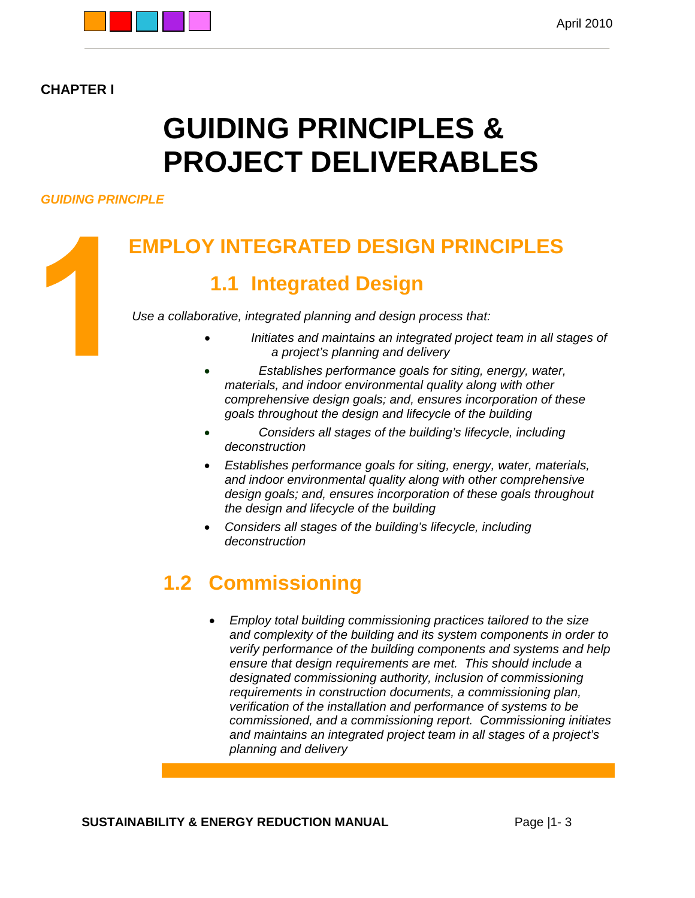**CHAPTER I**

# GUIDING PRINCIPLES & PROJECT DELIVERABLES

*GUIDING PRINCIPLE*

**1**

## EMPLOY INTEGRATED DESIGN PRINCIPLES

### 1.1 Integrated Design

*Use a collaborative, integrated planning and design process that:*

- *Initiates and maintains an integrated project team in all stages of a project's planning and delivery*
- *Establishes performance goals for siting, energy, water, materials, and indoor environmental quality along with other comprehensive design goals; and, ensures incorporation of these goals throughout the design and lifecycle of the building*
- *Considers all stages of the building's lifecycle, including deconstruction*
- *Establishes performance goals for siting, energy, water, materials, and indoor environmental quality along with other comprehensive design goals; and, ensures incorporation of these goals throughout the design and lifecycle of the building*
- *Considers all stages of the building's lifecycle, including deconstruction*

### 1.2 Commissioning

- *Employ total building commissioning practices tailored to the size and complexity of the building and its system components in order to verify performance of the building components and systems and help ensure that design requirements are met. This should include a designated commissioning authority, inclusion of commissioning requirements in construction documents, a commissioning plan, verification of the installation and performance of systems to be commissioned, and a commissioning report. Commissioning initiates and maintains an integrated project team in all stages of a project's planning and delivery*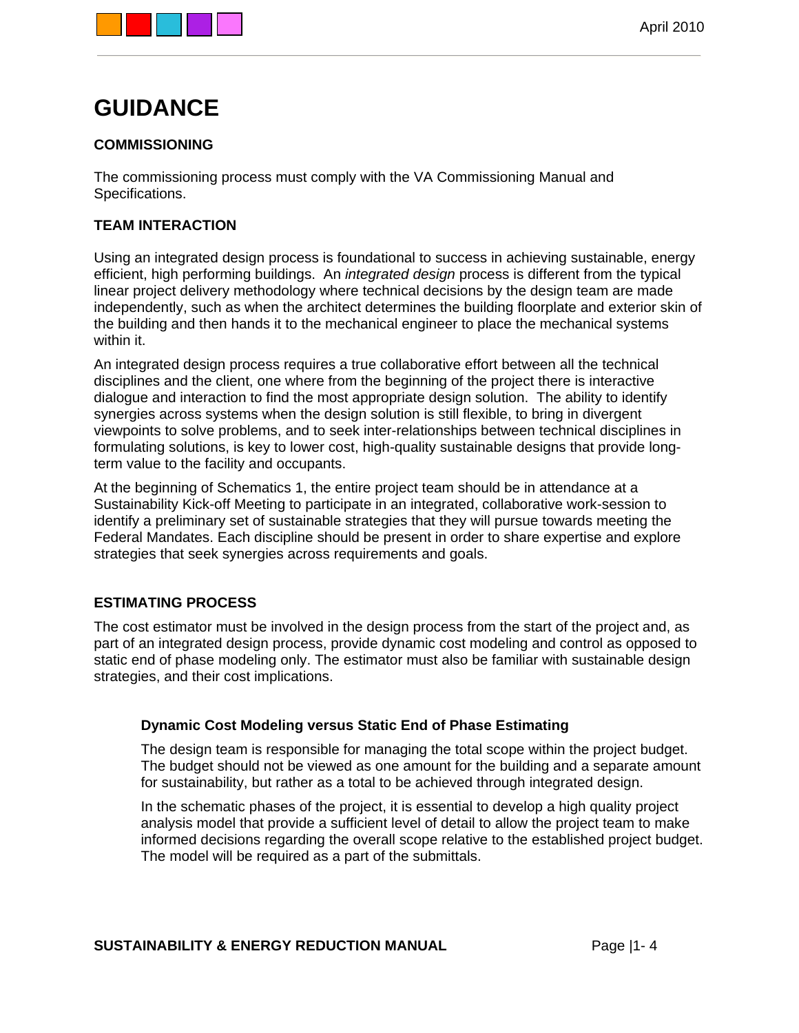# GUIDANCE

### COMMISSIONING

The commissioning process must comply with the VA Commissioning Manual and Specifications.

### TEAM INTERACTION

Using an integrated design process is foundational to success in achieving sustainable, energy efficient, high performing buildings. An *integrated design* process is different from the typical linear project delivery methodology where technical decisions by the design team are made independently, such as when the architect determines the building floorplate and exterior skin of the building and then hands it to the mechanical engineer to place the mechanical systems within it.

An integrated design process requires a true collaborative effort between all the technical disciplines and the client, one where from the beginning of the project there is interactive dialogue and interaction to find the most appropriate design solution. The ability to identify synergies across systems when the design solution is still flexible, to bring in divergent viewpoints to solve problems, and to seek inter-relationships between technical disciplines in formulating solutions, is key to lower cost, high-quality sustainable designs that provide long-term value to the facility and occupants.

At the beginning of Schematics 1, the entire project team should be in attendance at a Sustainability Kick-off Meeting to participate in an integrated, collaborative work-session to identify a preliminary set of sustainable strategies that they will pursue towards meeting the Federal Mandates. Each discipline should be present in order to share expertise and explore strategies that seek synergies across requirements and goals.

### ESTIMATING PROCESS

The cost estimator must be involved in the design process from the start of the project and, as part of an integrated design process, provide dynamic cost modeling and control as opposed to static end of phase modeling only. The estimator must also be familiar with sustainable design strategies, and their cost implications.

#### Dynamic Cost Modeling versus Static End of Phase Estimating

The design team is responsible for managing the total scope within the project budget. The budget should not be viewed as one amount for the building and a separate amount for sustainability, but rather as a total to be achieved through integrated design.

In the schematic phases of the project, it is essential to develop a high quality project analysis model that provide a sufficient level of detail to allow the project team to make informed decisions regarding the overall scope relative to the established project budget. The model will be required as a part of the submittals.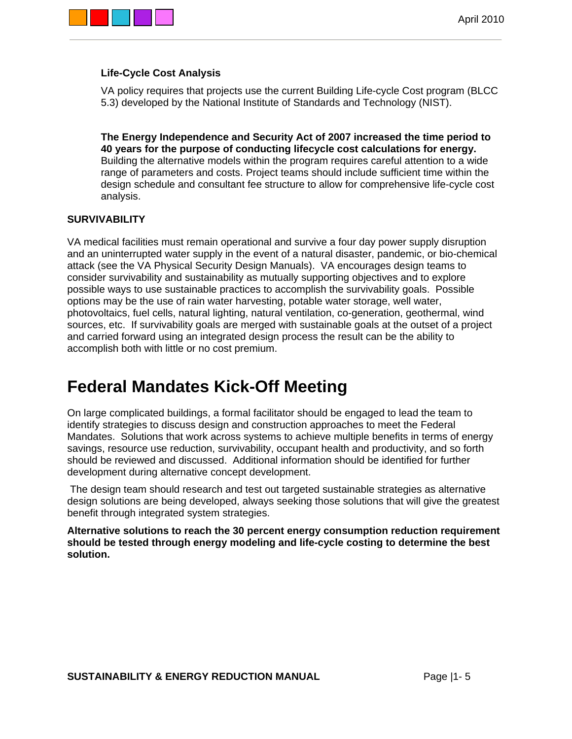### Life-Cycle Cost Analysis

VA policy requires that projects use the current Building Life-cycle Cost program (BLCC 5.3) developed by the National Institute of Standards and Technology (NIST).

**The Energy Independence and Security Act of 2007 increased the time period to 40 years for the purpose of conducting lifecycle cost calculations for energy.** Building the alternative models within the program requires careful attention to a wide range of parameters and costs. Project teams should include sufficient time within the design schedule and consultant fee structure to allow for comprehensive life-cycle cost analysis.

### SURVIVABILITY

VA medical facilities must remain operational and survive a four day power supply disruption and an uninterrupted water supply in the event of a natural disaster, pandemic, or bio-chemical attack (see the VA Physical Security Design Manuals). VA encourages design teams to consider survivability and sustainability as mutually supporting objectives and to explore possible ways to use sustainable practices to accomplish the survivability goals. Possible options may be the use of rain water harvesting, potable water storage, well water, photovoltaics, fuel cells, natural lighting, natural ventilation, co-generation, geothermal, wind sources, etc. If survivability goals are merged with sustainable goals at the outset of a project and carried forward using an integrated design process the result can be the ability to accomplish both with little or no cost premium.

# Federal Mandates Kick-Off Meeting

On large complicated buildings, a formal facilitator should be engaged to lead the team to identify strategies to discuss design and construction approaches to meet the Federal Mandates. Solutions that work across systems to achieve multiple benefits in terms of energy savings, resource use reduction, survivability, occupant health and productivity, and so forth should be reviewed and discussed. Additional information should be identified for further development during alternative concept development.

The design team should research and test out targeted sustainable strategies as alternative design solutions are being developed, always seeking those solutions that will give the greatest benefit through integrated system strategies.

**Alternative solutions to reach the 30 percent energy consumption reduction requirement should be tested through energy modeling and life-cycle costing to determine the best solution.**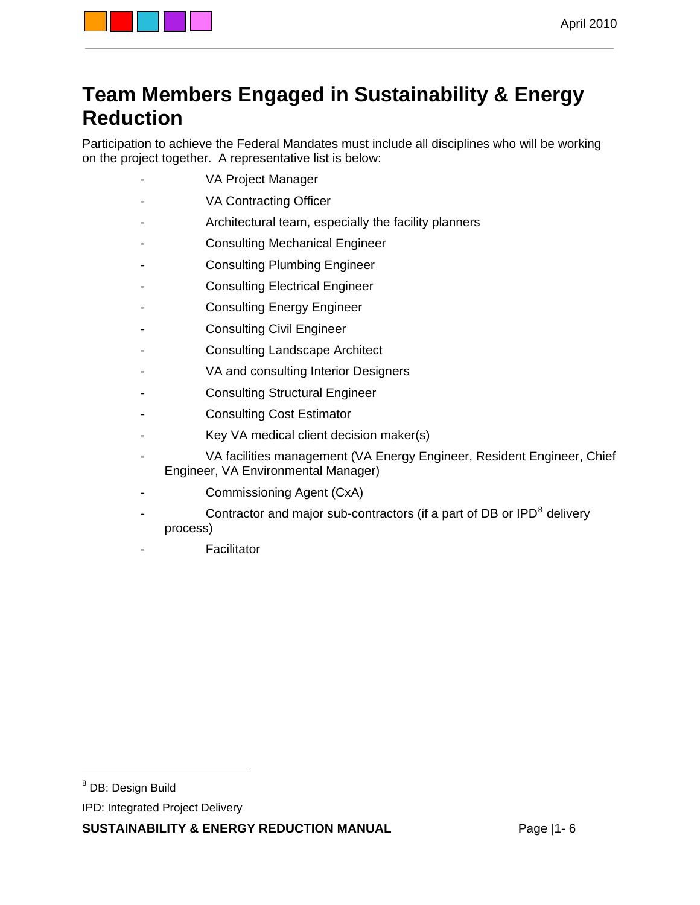# Team Members Engaged in Sustainability & Energy Reduction

Participation to achieve the Federal Mandates must include all disciplines who will be working on the project together. A representative list is below:

- VA Project Manager
- VA Contracting Officer
- Architectural team, especially the facility planners
- Consulting Mechanical Engineer
- Consulting Plumbing Engineer
- Consulting Electrical Engineer
- Consulting Energy Engineer
- Consulting Civil Engineer
- Consulting Landscape Architect
- VA and consulting Interior Designers
- Consulting Structural Engineer
- Consulting Cost Estimator
- Key VA medical client decision maker(s)
- VA facilities management (VA Energy Engineer, Resident Engineer, Chief Engineer, VA Environmental Manager)
- Commissioning Agent (CxA)
- Contractor and major sub-contractors (if a part of DB or IPD[8] delivery process)
- Facilitator

---

[8] DB: Design Build

IPD: Integrated Project Delivery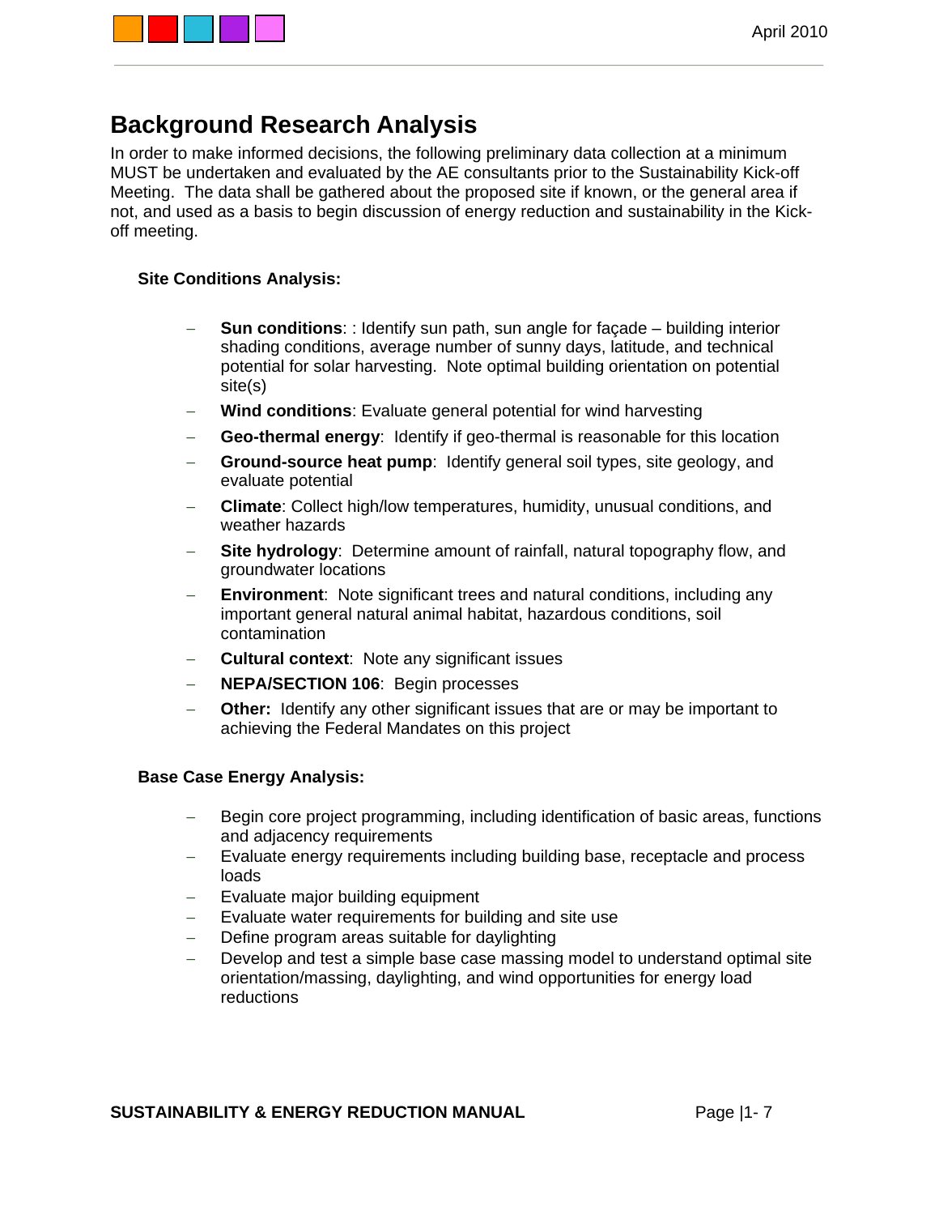# Background Research Analysis

In order to make informed decisions, the following preliminary data collection at a minimum MUST be undertaken and evaluated by the AE consultants prior to the Sustainability Kick-off Meeting. The data shall be gathered about the proposed site if known, or the general area if not, and used as a basis to begin discussion of energy reduction and sustainability in the Kick-off meeting.

### Site Conditions Analysis:

- **Sun conditions**: : Identify sun path, sun angle for façade – building interior shading conditions, average number of sunny days, latitude, and technical potential for solar harvesting. Note optimal building orientation on potential site(s)
- **Wind conditions**: Evaluate general potential for wind harvesting
- **Geo-thermal energy**: Identify if geo-thermal is reasonable for this location
- **Ground-source heat pump**: Identify general soil types, site geology, and evaluate potential
- **Climate**: Collect high/low temperatures, humidity, unusual conditions, and weather hazards
- **Site hydrology**: Determine amount of rainfall, natural topography flow, and groundwater locations
- **Environment**: Note significant trees and natural conditions, including any important general natural animal habitat, hazardous conditions, soil contamination
- **Cultural context**: Note any significant issues
- **NEPA/SECTION 106**: Begin processes
- **Other:** Identify any other significant issues that are or may be important to achieving the Federal Mandates on this project

### Base Case Energy Analysis:

- Begin core project programming, including identification of basic areas, functions and adjacency requirements
- Evaluate energy requirements including building base, receptacle and process loads
- Evaluate major building equipment
- Evaluate water requirements for building and site use
- Define program areas suitable for daylighting
- Develop and test a simple base case massing model to understand optimal site orientation/massing, daylighting, and wind opportunities for energy load reductions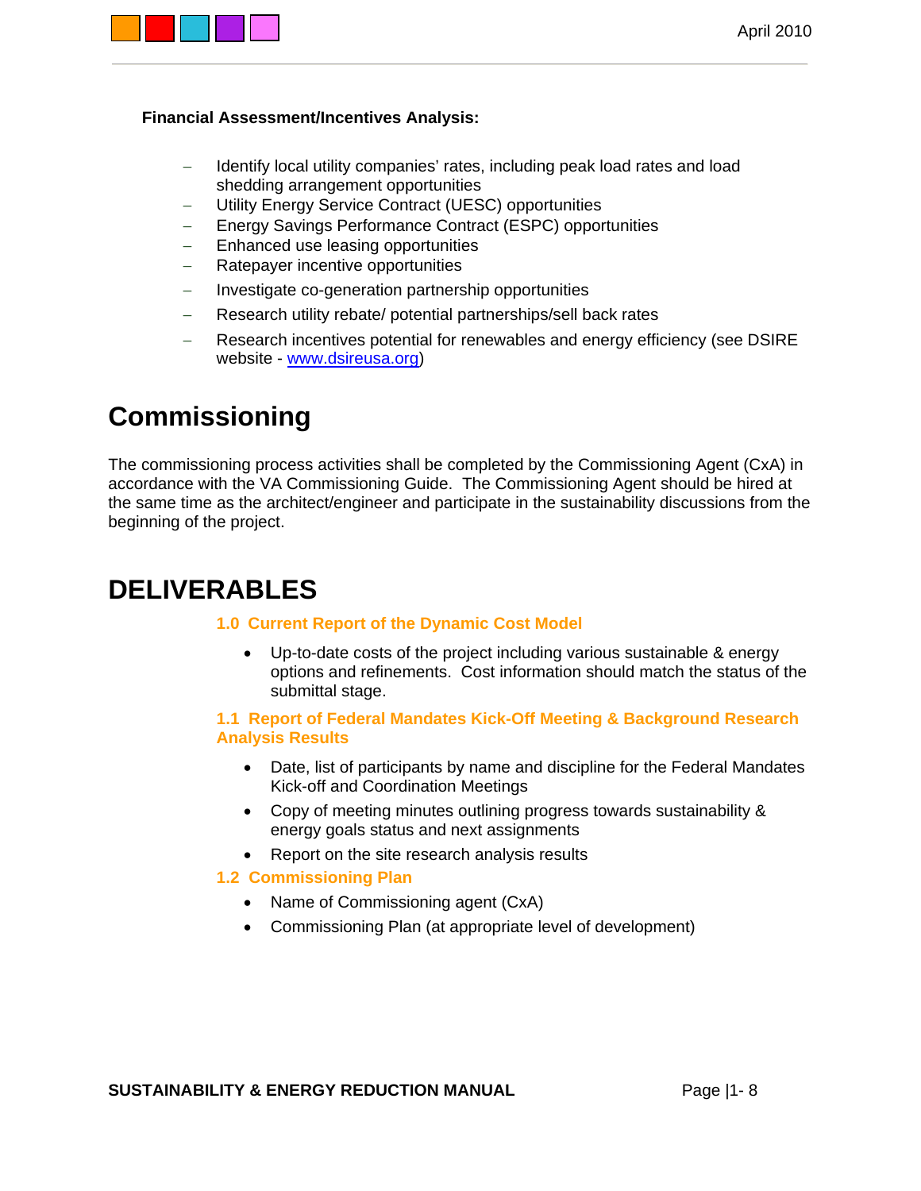**Financial Assessment/Incentives Analysis:**

- Identify local utility companies' rates, including peak load rates and load shedding arrangement opportunities
- Utility Energy Service Contract (UESC) opportunities
- Energy Savings Performance Contract (ESPC) opportunities
- Enhanced use leasing opportunities
- Ratepayer incentive opportunities
- Investigate co-generation partnership opportunities
- Research utility rebate/ potential partnerships/sell back rates
- Research incentives potential for renewables and energy efficiency (see DSIRE website - www.dsireusa.org)

# Commissioning

The commissioning process activities shall be completed by the Commissioning Agent (CxA) in accordance with the VA Commissioning Guide. The Commissioning Agent should be hired at the same time as the architect/engineer and participate in the sustainability discussions from the beginning of the project.

# DELIVERABLES

### 1.0 Current Report of the Dynamic Cost Model

- Up-to-date costs of the project including various sustainable & energy options and refinements. Cost information should match the status of the submittal stage.

### 1.1 Report of Federal Mandates Kick-Off Meeting & Background Research Analysis Results

- Date, list of participants by name and discipline for the Federal Mandates Kick-off and Coordination Meetings
- Copy of meeting minutes outlining progress towards sustainability & energy goals status and next assignments
- Report on the site research analysis results

### 1.2 Commissioning Plan

- Name of Commissioning agent (CxA)
- Commissioning Plan (at appropriate level of development)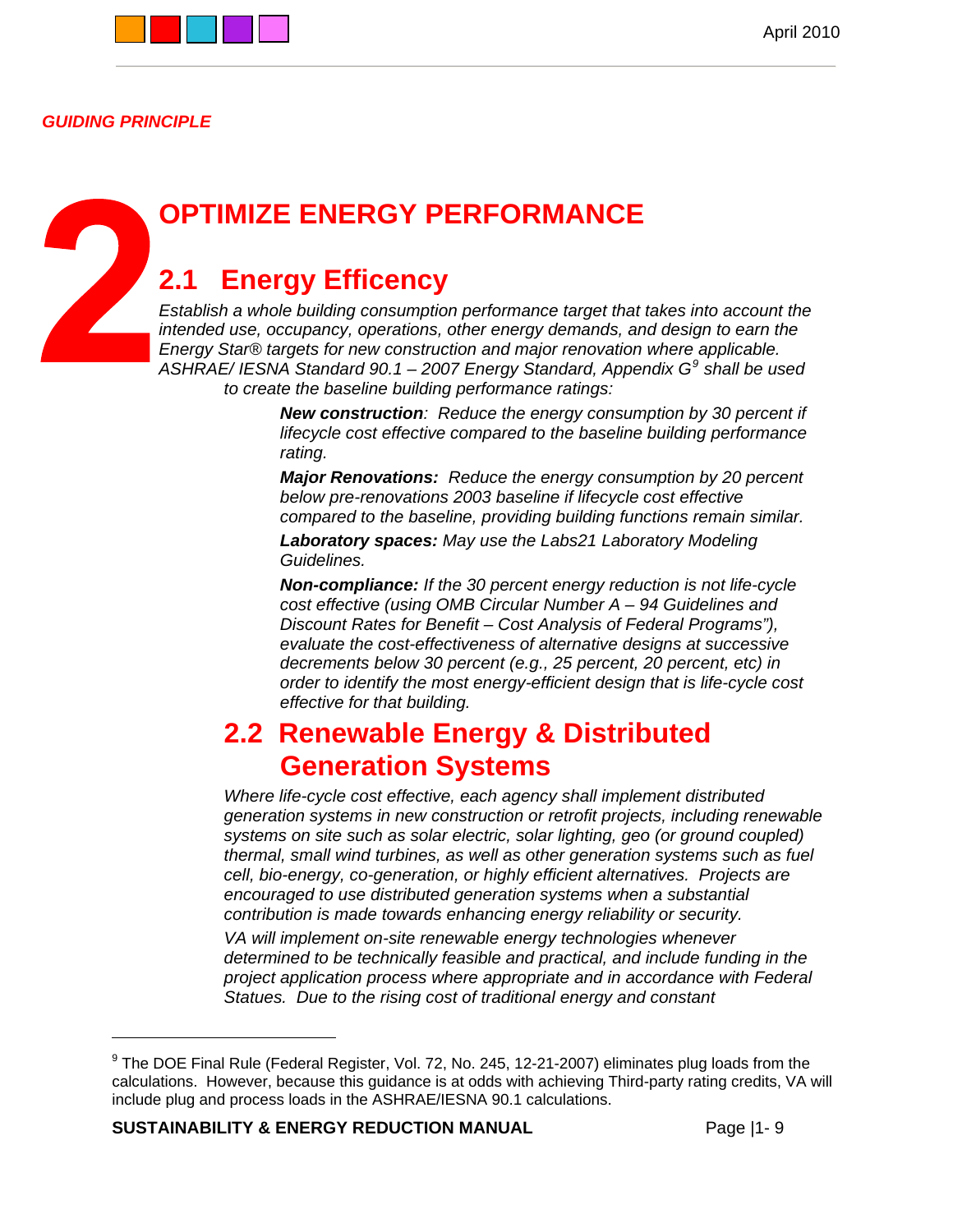*GUIDING PRINCIPLE*

# 2 OPTIMIZE ENERGY PERFORMANCE

## 2.1 Energy Efficency

*Establish a whole building consumption performance target that takes into account the intended use, occupancy, operations, other energy demands, and design to earn the Energy Star® targets for new construction and major renovation where applicable. ASHRAE/ IESNA Standard 90.1 – 2007 Energy Standard, Appendix G*[9] *shall be used to create the baseline building performance ratings:*

***New construction****: Reduce the energy consumption by 30 percent if lifecycle cost effective compared to the baseline building performance rating.*

***Major Renovations:*** *Reduce the energy consumption by 20 percent below pre-renovations 2003 baseline if lifecycle cost effective compared to the baseline, providing building functions remain similar.*

***Laboratory spaces:*** *May use the Labs21 Laboratory Modeling Guidelines.*

***Non-compliance:*** *If the 30 percent energy reduction is not life-cycle cost effective (using OMB Circular Number A – 94 Guidelines and Discount Rates for Benefit – Cost Analysis of Federal Programs"), evaluate the cost-effectiveness of alternative designs at successive decrements below 30 percent (e.g., 25 percent, 20 percent, etc) in order to identify the most energy-efficient design that is life-cycle cost effective for that building.*

## 2.2 Renewable Energy & Distributed Generation Systems

*Where life-cycle cost effective, each agency shall implement distributed generation systems in new construction or retrofit projects, including renewable systems on site such as solar electric, solar lighting, geo (or ground coupled) thermal, small wind turbines, as well as other generation systems such as fuel cell, bio-energy, co-generation, or highly efficient alternatives. Projects are encouraged to use distributed generation systems when a substantial contribution is made towards enhancing energy reliability or security.*

*VA will implement on-site renewable energy technologies whenever determined to be technically feasible and practical, and include funding in the project application process where appropriate and in accordance with Federal Statues. Due to the rising cost of traditional energy and constant*

[9] The DOE Final Rule (Federal Register, Vol. 72, No. 245, 12-21-2007) eliminates plug loads from the calculations. However, because this guidance is at odds with achieving Third-party rating credits, VA will include plug and process loads in the ASHRAE/IESNA 90.1 calculations.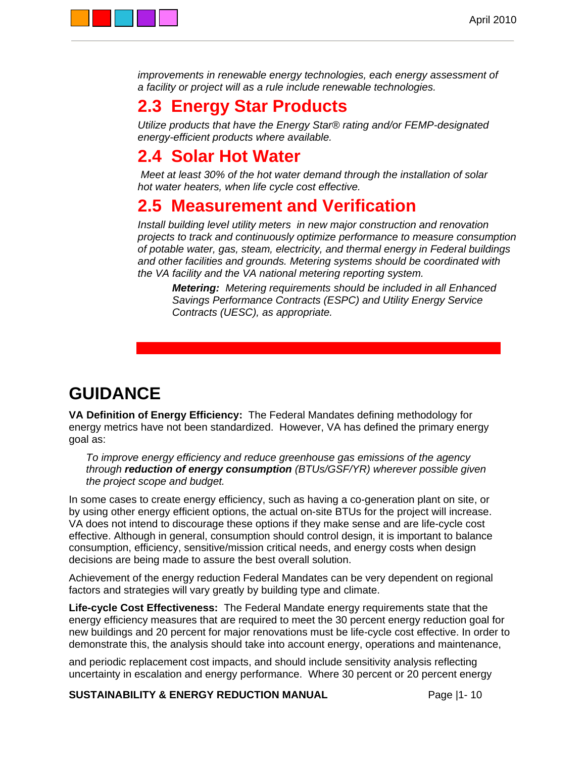*improvements in renewable energy technologies, each energy assessment of a facility or project will as a rule include renewable technologies.*

## 2.3 Energy Star Products

*Utilize products that have the Energy Star® rating and/or FEMP-designated energy-efficient products where available.*

## 2.4 Solar Hot Water

*Meet at least 30% of the hot water demand through the installation of solar hot water heaters, when life cycle cost effective.*

## 2.5 Measurement and Verification

*Install building level utility meters in new major construction and renovation projects to track and continuously optimize performance to measure consumption of potable water, gas, steam, electricity, and thermal energy in Federal buildings and other facilities and grounds. Metering systems should be coordinated with the VA facility and the VA national metering reporting system.*

> ***Metering:*** *Metering requirements should be included in all Enhanced Savings Performance Contracts (ESPC) and Utility Energy Service Contracts (UESC), as appropriate.*

# GUIDANCE

**VA Definition of Energy Efficiency:** The Federal Mandates defining methodology for energy metrics have not been standardized. However, VA has defined the primary energy goal as:

> *To improve energy efficiency and reduce greenhouse gas emissions of the agency through* ***reduction of energy consumption*** *(BTUs/GSF/YR) wherever possible given the project scope and budget.*

In some cases to create energy efficiency, such as having a co-generation plant on site, or by using other energy efficient options, the actual on-site BTUs for the project will increase. VA does not intend to discourage these options if they make sense and are life-cycle cost effective. Although in general, consumption should control design, it is important to balance consumption, efficiency, sensitive/mission critical needs, and energy costs when design decisions are being made to assure the best overall solution.

Achievement of the energy reduction Federal Mandates can be very dependent on regional factors and strategies will vary greatly by building type and climate.

**Life-cycle Cost Effectiveness:** The Federal Mandate energy requirements state that the energy efficiency measures that are required to meet the 30 percent energy reduction goal for new buildings and 20 percent for major renovations must be life-cycle cost effective. In order to demonstrate this, the analysis should take into account energy, operations and maintenance, and periodic replacement cost impacts, and should include sensitivity analysis reflecting uncertainty in escalation and energy performance. Where 30 percent or 20 percent energy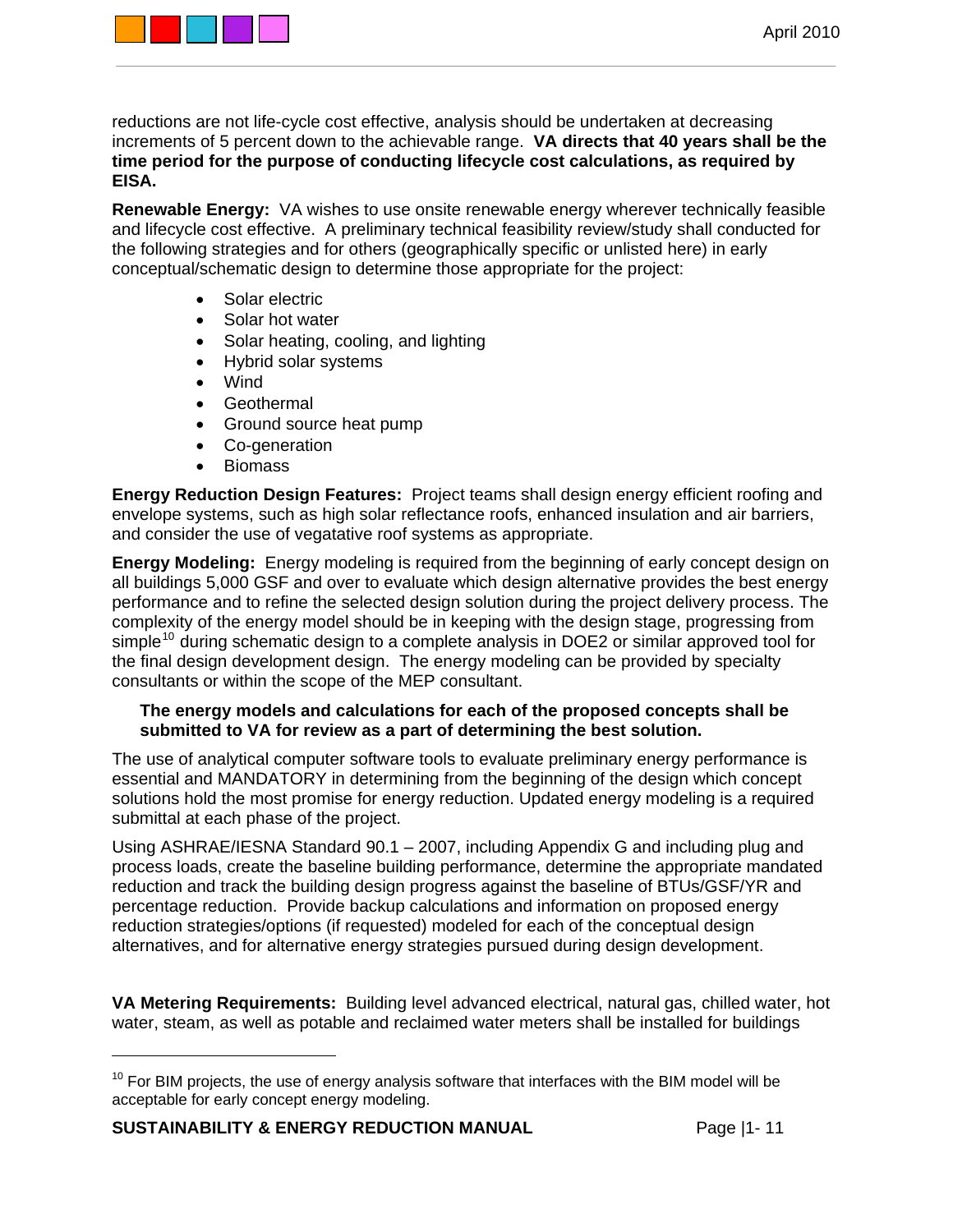reductions are not life-cycle cost effective, analysis should be undertaken at decreasing increments of 5 percent down to the achievable range. **VA directs that 40 years shall be the time period for the purpose of conducting lifecycle cost calculations, as required by EISA.**

**Renewable Energy:** VA wishes to use onsite renewable energy wherever technically feasible and lifecycle cost effective. A preliminary technical feasibility review/study shall conducted for the following strategies and for others (geographically specific or unlisted here) in early conceptual/schematic design to determine those appropriate for the project:

- Solar electric
- Solar hot water
- Solar heating, cooling, and lighting
- Hybrid solar systems
- Wind
- Geothermal
- Ground source heat pump
- Co-generation
- Biomass

**Energy Reduction Design Features:** Project teams shall design energy efficient roofing and envelope systems, such as high solar reflectance roofs, enhanced insulation and air barriers, and consider the use of vegatative roof systems as appropriate.

**Energy Modeling:** Energy modeling is required from the beginning of early concept design on all buildings 5,000 GSF and over to evaluate which design alternative provides the best energy performance and to refine the selected design solution during the project delivery process. The complexity of the energy model should be in keeping with the design stage, progressing from simple[10] during schematic design to a complete analysis in DOE2 or similar approved tool for the final design development design. The energy modeling can be provided by specialty consultants or within the scope of the MEP consultant.

**The energy models and calculations for each of the proposed concepts shall be submitted to VA for review as a part of determining the best solution.**

The use of analytical computer software tools to evaluate preliminary energy performance is essential and MANDATORY in determining from the beginning of the design which concept solutions hold the most promise for energy reduction. Updated energy modeling is a required submittal at each phase of the project.

Using ASHRAE/IESNA Standard 90.1 – 2007, including Appendix G and including plug and process loads, create the baseline building performance, determine the appropriate mandated reduction and track the building design progress against the baseline of BTUs/GSF/YR and percentage reduction. Provide backup calculations and information on proposed energy reduction strategies/options (if requested) modeled for each of the conceptual design alternatives, and for alternative energy strategies pursued during design development.

**VA Metering Requirements:** Building level advanced electrical, natural gas, chilled water, hot water, steam, as well as potable and reclaimed water meters shall be installed for buildings

[10] For BIM projects, the use of energy analysis software that interfaces with the BIM model will be acceptable for early concept energy modeling.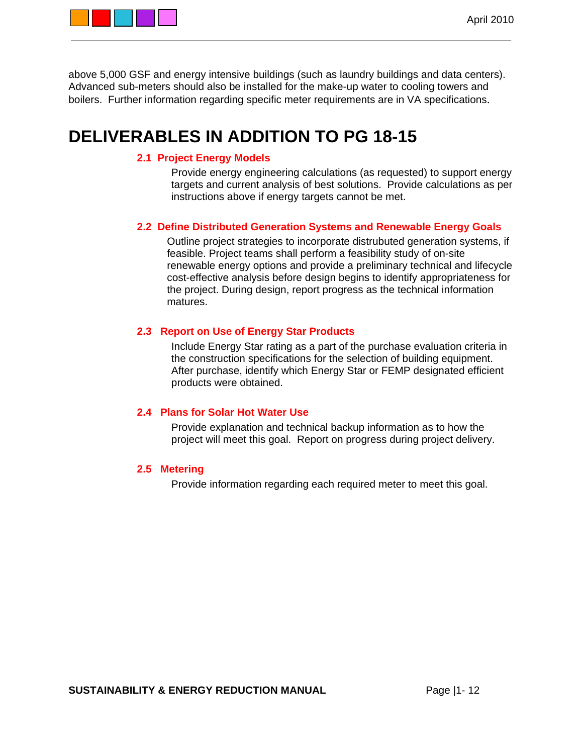above 5,000 GSF and energy intensive buildings (such as laundry buildings and data centers). Advanced sub-meters should also be installed for the make-up water to cooling towers and boilers. Further information regarding specific meter requirements are in VA specifications.

# DELIVERABLES IN ADDITION TO PG 18-15

### 2.1 Project Energy Models

Provide energy engineering calculations (as requested) to support energy targets and current analysis of best solutions. Provide calculations as per instructions above if energy targets cannot be met.

### 2.2 Define Distributed Generation Systems and Renewable Energy Goals

Outline project strategies to incorporate distrubuted generation systems, if feasible. Project teams shall perform a feasibility study of on-site renewable energy options and provide a preliminary technical and lifecycle cost-effective analysis before design begins to identify appropriateness for the project. During design, report progress as the technical information matures.

### 2.3 Report on Use of Energy Star Products

Include Energy Star rating as a part of the purchase evaluation criteria in the construction specifications for the selection of building equipment. After purchase, identify which Energy Star or FEMP designated efficient products were obtained.

### 2.4 Plans for Solar Hot Water Use

Provide explanation and technical backup information as to how the project will meet this goal. Report on progress during project delivery.

### 2.5 Metering

Provide information regarding each required meter to meet this goal.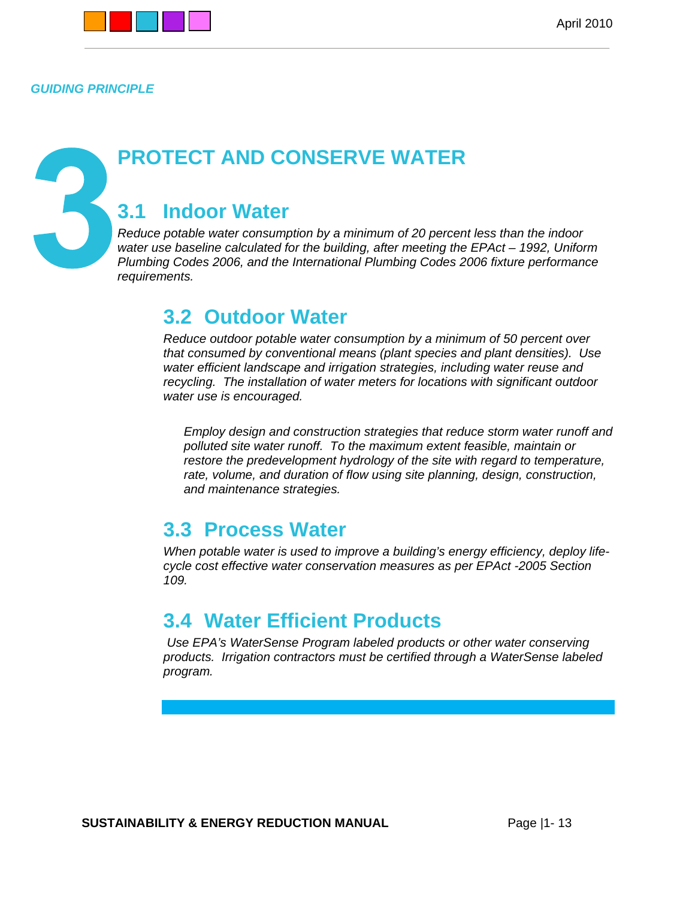*GUIDING PRINCIPLE*

# 3 PROTECT AND CONSERVE WATER

## 3.1 Indoor Water

*Reduce potable water consumption by a minimum of 20 percent less than the indoor water use baseline calculated for the building, after meeting the EPAct – 1992, Uniform Plumbing Codes 2006, and the International Plumbing Codes 2006 fixture performance requirements.*

## 3.2 Outdoor Water

*Reduce outdoor potable water consumption by a minimum of 50 percent over that consumed by conventional means (plant species and plant densities). Use water efficient landscape and irrigation strategies, including water reuse and recycling. The installation of water meters for locations with significant outdoor water use is encouraged.*

*Employ design and construction strategies that reduce storm water runoff and polluted site water runoff. To the maximum extent feasible, maintain or restore the predevelopment hydrology of the site with regard to temperature, rate, volume, and duration of flow using site planning, design, construction, and maintenance strategies.*

## 3.3 Process Water

*When potable water is used to improve a building's energy efficiency, deploy life-cycle cost effective water conservation measures as per EPAct -2005 Section 109.*

## 3.4 Water Efficient Products

*Use EPA's WaterSense Program labeled products or other water conserving products. Irrigation contractors must be certified through a WaterSense labeled program.*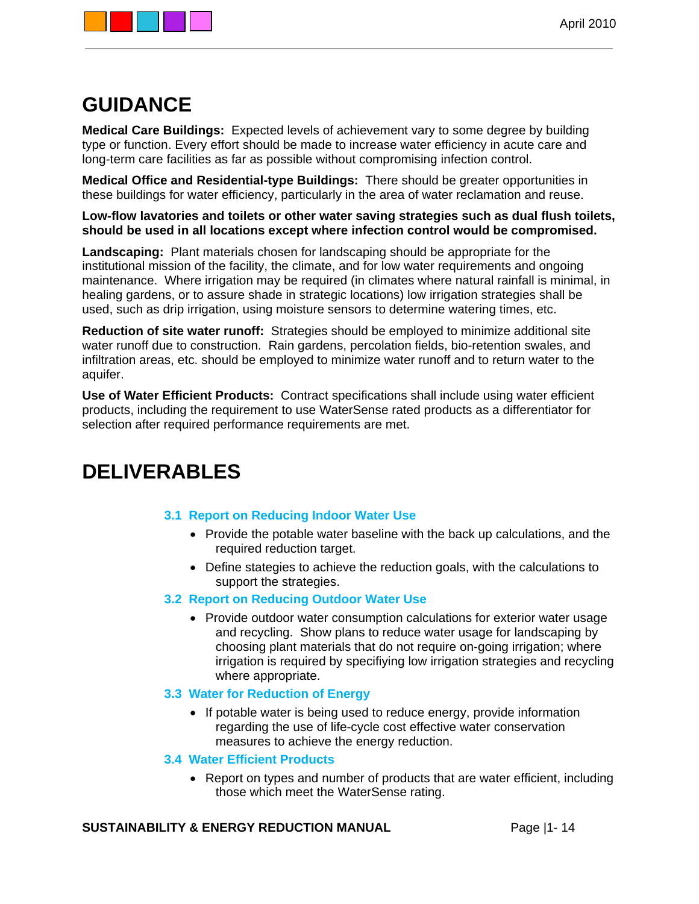# GUIDANCE

**Medical Care Buildings:** Expected levels of achievement vary to some degree by building type or function. Every effort should be made to increase water efficiency in acute care and long-term care facilities as far as possible without compromising infection control.

**Medical Office and Residential-type Buildings:** There should be greater opportunities in these buildings for water efficiency, particularly in the area of water reclamation and reuse.

**Low-flow lavatories and toilets or other water saving strategies such as dual flush toilets, should be used in all locations except where infection control would be compromised.**

**Landscaping:** Plant materials chosen for landscaping should be appropriate for the institutional mission of the facility, the climate, and for low water requirements and ongoing maintenance. Where irrigation may be required (in climates where natural rainfall is minimal, in healing gardens, or to assure shade in strategic locations) low irrigation strategies shall be used, such as drip irrigation, using moisture sensors to determine watering times, etc.

**Reduction of site water runoff:** Strategies should be employed to minimize additional site water runoff due to construction. Rain gardens, percolation fields, bio-retention swales, and infiltration areas, etc. should be employed to minimize water runoff and to return water to the aquifer.

**Use of Water Efficient Products:** Contract specifications shall include using water efficient products, including the requirement to use WaterSense rated products as a differentiator for selection after required performance requirements are met.

# DELIVERABLES

### 3.1 Report on Reducing Indoor Water Use

- Provide the potable water baseline with the back up calculations, and the required reduction target.
- Define stategies to achieve the reduction goals, with the calculations to support the strategies.

### 3.2 Report on Reducing Outdoor Water Use

- Provide outdoor water consumption calculations for exterior water usage and recycling. Show plans to reduce water usage for landscaping by choosing plant materials that do not require on-going irrigation; where irrigation is required by specifiying low irrigation strategies and recycling where appropriate.

### 3.3 Water for Reduction of Energy

- If potable water is being used to reduce energy, provide information regarding the use of life-cycle cost effective water conservation measures to achieve the energy reduction.

### 3.4 Water Efficient Products

- Report on types and number of products that are water efficient, including those which meet the WaterSense rating.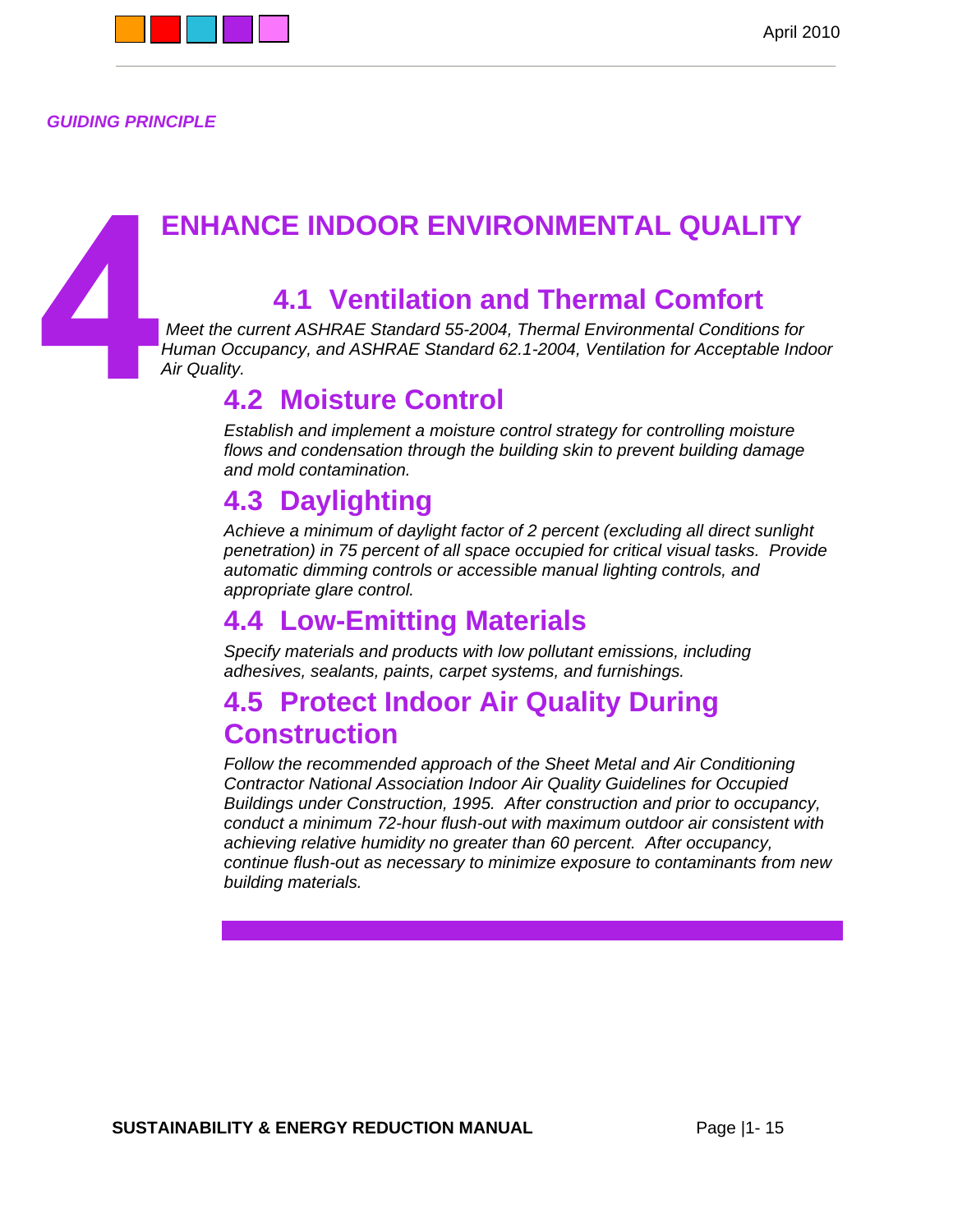*GUIDING PRINCIPLE*

# 4 ENHANCE INDOOR ENVIRONMENTAL QUALITY

## 4.1 Ventilation and Thermal Comfort

*Meet the current ASHRAE Standard 55-2004, Thermal Environmental Conditions for Human Occupancy, and ASHRAE Standard 62.1-2004, Ventilation for Acceptable Indoor Air Quality.*

## 4.2 Moisture Control

*Establish and implement a moisture control strategy for controlling moisture flows and condensation through the building skin to prevent building damage and mold contamination.*

## 4.3 Daylighting

*Achieve a minimum of daylight factor of 2 percent (excluding all direct sunlight penetration) in 75 percent of all space occupied for critical visual tasks. Provide automatic dimming controls or accessible manual lighting controls, and appropriate glare control.*

## 4.4 Low-Emitting Materials

*Specify materials and products with low pollutant emissions, including adhesives, sealants, paints, carpet systems, and furnishings.*

## 4.5 Protect Indoor Air Quality During Construction

*Follow the recommended approach of the Sheet Metal and Air Conditioning Contractor National Association Indoor Air Quality Guidelines for Occupied Buildings under Construction, 1995. After construction and prior to occupancy, conduct a minimum 72-hour flush-out with maximum outdoor air consistent with achieving relative humidity no greater than 60 percent. After occupancy, continue flush-out as necessary to minimize exposure to contaminants from new building materials.*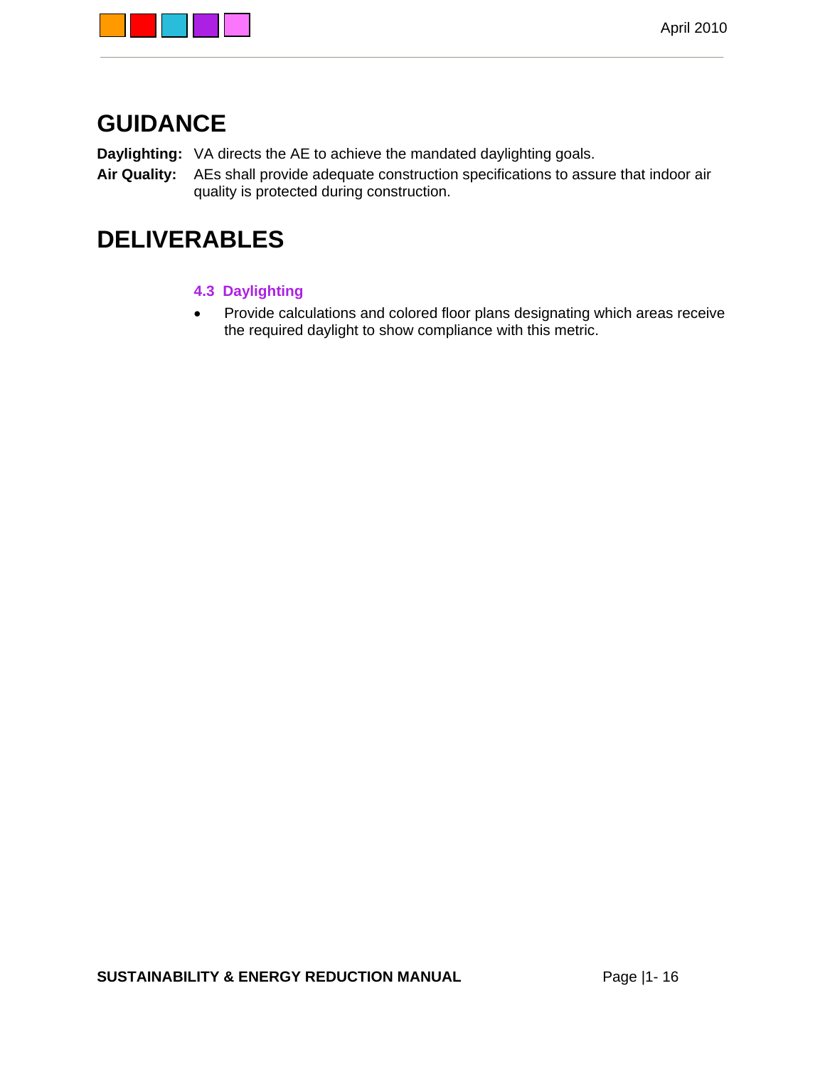# GUIDANCE

**Daylighting:** VA directs the AE to achieve the mandated daylighting goals.

**Air Quality:** AEs shall provide adequate construction specifications to assure that indoor air quality is protected during construction.

# DELIVERABLES

### 4.3 Daylighting

- Provide calculations and colored floor plans designating which areas receive the required daylight to show compliance with this metric.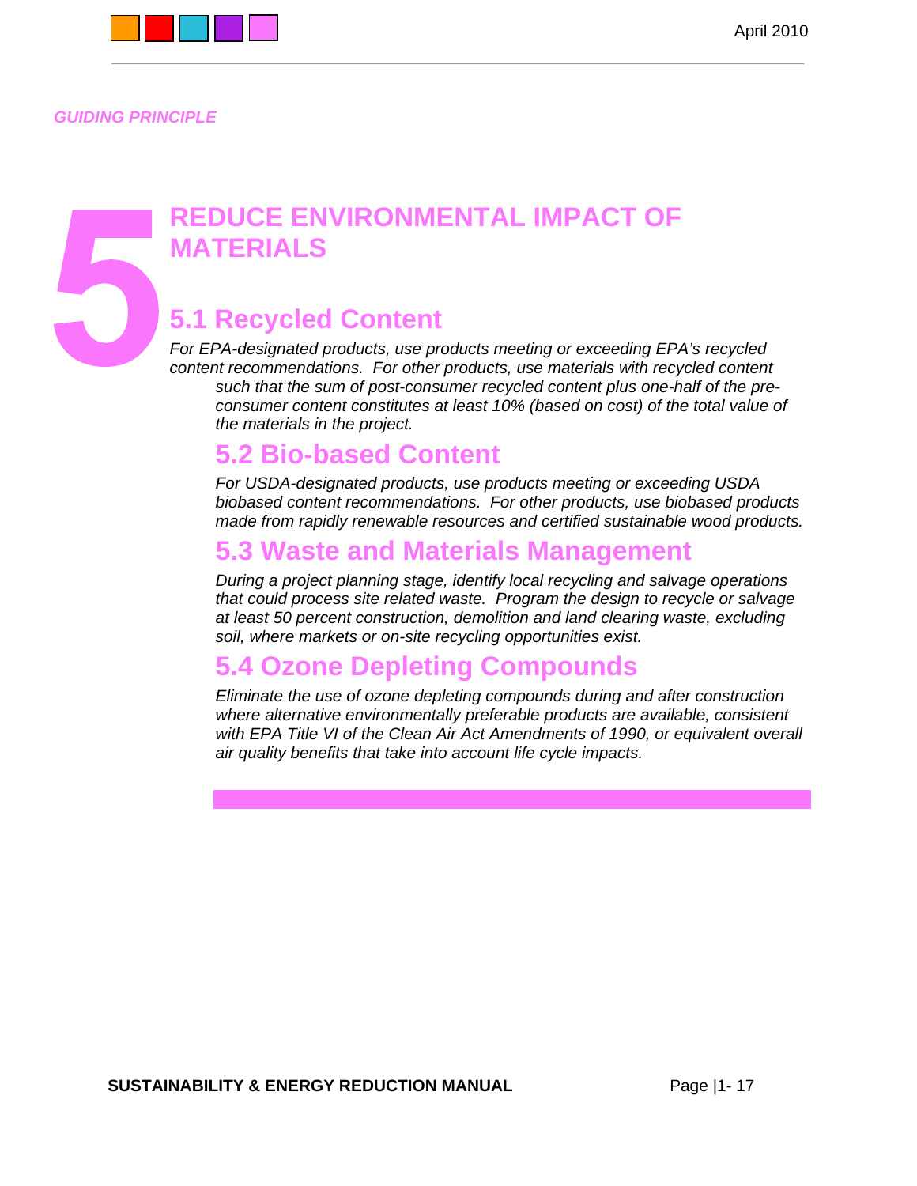*GUIDING PRINCIPLE*

# 5 REDUCE ENVIRONMENTAL IMPACT OF MATERIALS

## 5.1 Recycled Content

*For EPA-designated products, use products meeting or exceeding EPA's recycled content recommendations. For other products, use materials with recycled content such that the sum of post-consumer recycled content plus one-half of the pre-consumer content constitutes at least 10% (based on cost) of the total value of the materials in the project.*

## 5.2 Bio-based Content

*For USDA-designated products, use products meeting or exceeding USDA biobased content recommendations. For other products, use biobased products made from rapidly renewable resources and certified sustainable wood products.*

## 5.3 Waste and Materials Management

*During a project planning stage, identify local recycling and salvage operations that could process site related waste. Program the design to recycle or salvage at least 50 percent construction, demolition and land clearing waste, excluding soil, where markets or on-site recycling opportunities exist.*

## 5.4 Ozone Depleting Compounds

*Eliminate the use of ozone depleting compounds during and after construction where alternative environmentally preferable products are available, consistent with EPA Title VI of the Clean Air Act Amendments of 1990, or equivalent overall air quality benefits that take into account life cycle impacts.*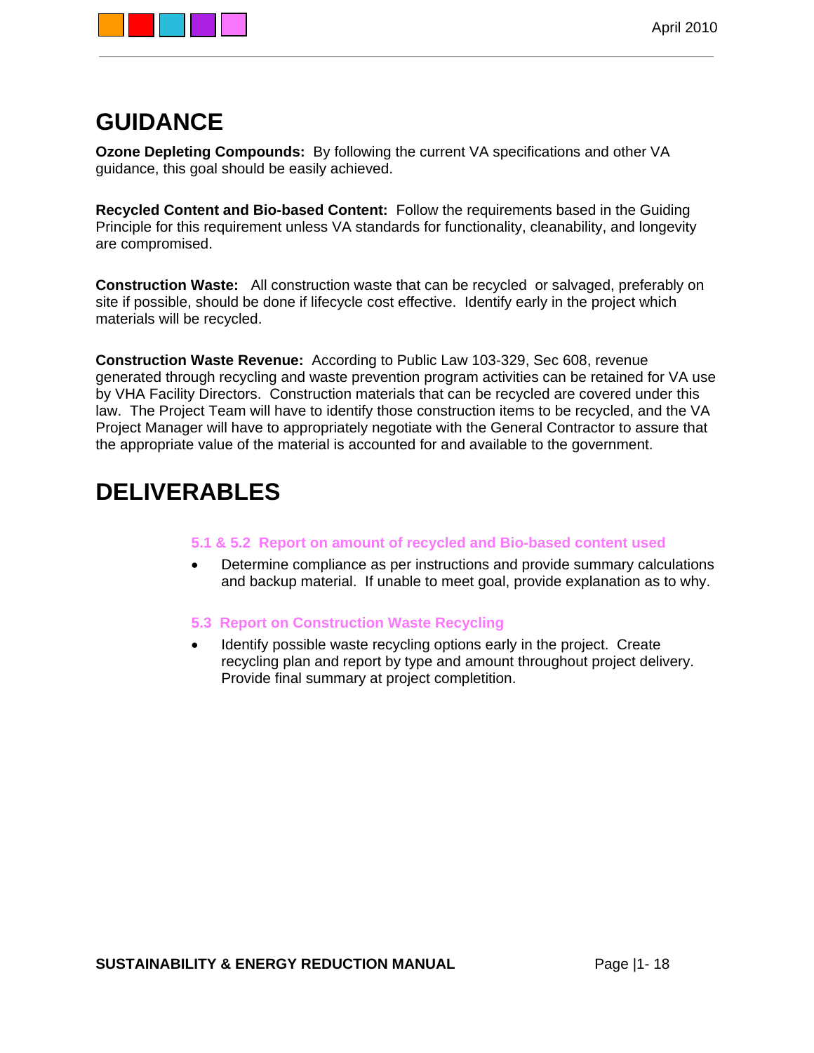# GUIDANCE

**Ozone Depleting Compounds:** By following the current VA specifications and other VA guidance, this goal should be easily achieved.

**Recycled Content and Bio-based Content:** Follow the requirements based in the Guiding Principle for this requirement unless VA standards for functionality, cleanability, and longevity are compromised.

**Construction Waste:** All construction waste that can be recycled or salvaged, preferably on site if possible, should be done if lifecycle cost effective. Identify early in the project which materials will be recycled.

**Construction Waste Revenue:** According to Public Law 103-329, Sec 608, revenue generated through recycling and waste prevention program activities can be retained for VA use by VHA Facility Directors. Construction materials that can be recycled are covered under this law. The Project Team will have to identify those construction items to be recycled, and the VA Project Manager will have to appropriately negotiate with the General Contractor to assure that the appropriate value of the material is accounted for and available to the government.

# DELIVERABLES

### 5.1 & 5.2 Report on amount of recycled and Bio-based content used

- Determine compliance as per instructions and provide summary calculations and backup material. If unable to meet goal, provide explanation as to why.

### 5.3 Report on Construction Waste Recycling

- Identify possible waste recycling options early in the project. Create recycling plan and report by type and amount throughout project delivery. Provide final summary at project completition.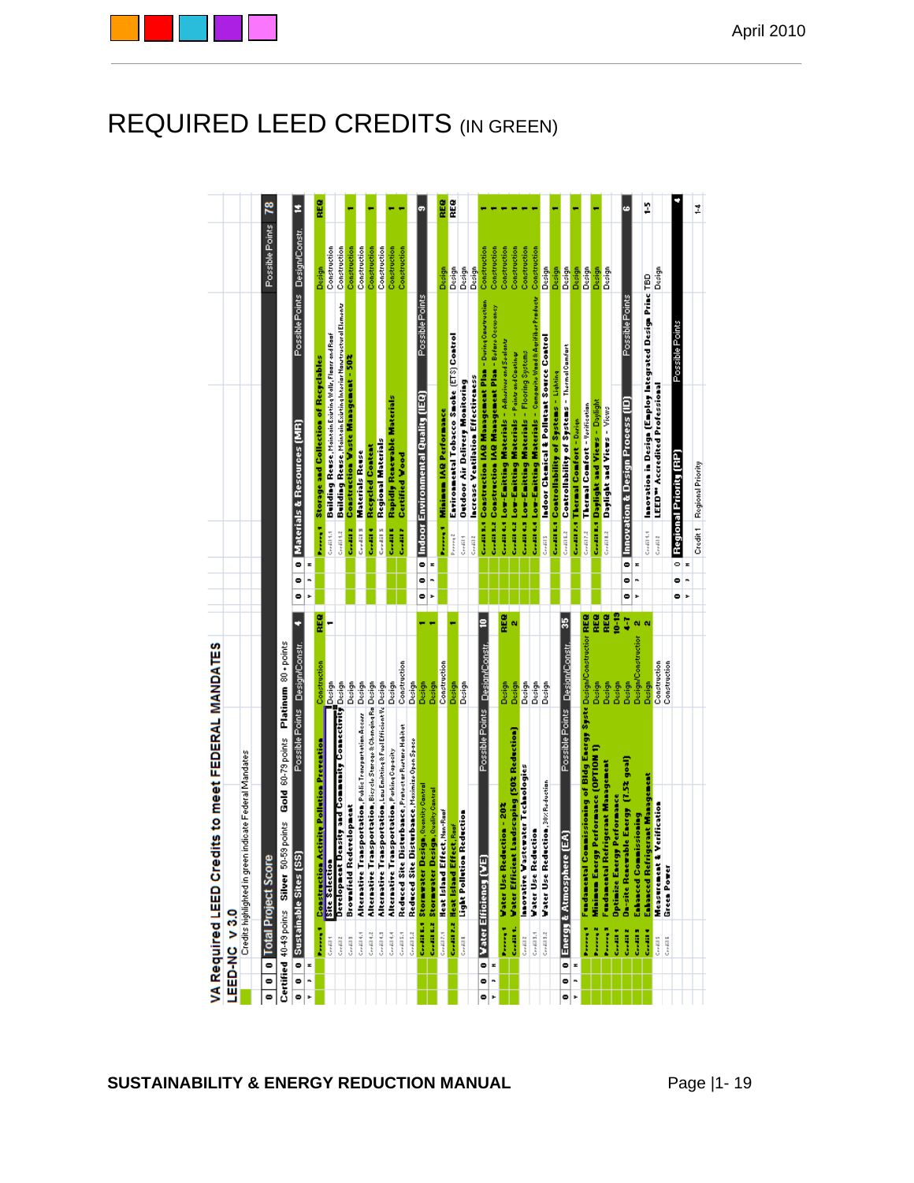# REQUIRED LEED CREDITS (IN GREEN)

## VA Required LEED Credits to meet FEDERAL MANDATES

LEED-NC v3.0

Credits highlighted in green indicate Federal Mandates

| Y | ? | N | Total Project Score | | Possible Points | 78 |
|---|---|---|---|---|---|---|
| 0 | 0 | 0 | Total Project Score | | | |

Certified 40-49 points  Silver 50-59 points  Gold 60-79 points  Platinum 80+ points

### Sustainable Sites (SS)

| Y | ? | N | | Credit | Possible Points | Design/Constr. | Points |
|---|---|---|---|---|---|---|---|
| 0 | 0 | 0 | Sustainable Sites (SS) | | | Design/Constr. | 4 |
| | | | Prereq 1 | Construction Activity Pollution Prevention | | Construction | REQ |
| | | | Credit 1 | Site Selection | | Design | 1 |
| | | | Credit 2 | Development Density and Community Connectivity | | Design | |
| | | | Credit 3 | Brownfield Redevelopment | | Design | |
| | | | Credit 4.1 | Alternative Transportation, Public Transportation Access | | Design | |
| | | | Credit 4.2 | Alternative Transportation, Bicycle Storage & Changing Rooms | | Design | |
| | | | Credit 4.3 | Alternative Transportation, Low Emitting & Fuel Efficient Vehicles | | Design | |
| | | | Credit 4.4 | Alternative Transportation, Parking Capacity | | Design | |
| | | | Credit 5.1 | Reduced Site Disturbance, Protect or Restore Habitat | | Construction | |
| | | | Credit 5.2 | Reduced Site Disturbance, Maximize Open Space | | Design | |
| | | | Credit 6.1 | Stormwater Design, Quantity Control | | Design | 1 |
| | | | Credit 6.2 | Stormwater Design, Quality Control | | Design | 1 |
| | | | Credit 7.1 | Heat Island Effect, Non-Roof | | Construction | |
| | | | Credit 7.2 | Heat Island Effect, Roof | | Design | 1 |
| | | | Credit 8 | Light Pollution Reduction | | Design | |

### Water Efficiency (WE)

| Y | ? | N | | Credit | Possible Points | Design/Constr. | Points |
|---|---|---|---|---|---|---|---|
| 0 | 0 | 0 | Water Efficiency (WE) | | | Design/Constr. | 10 |
| | | | Prereq 1 | Water Use Reduction - 20% | | Design | REQ |
| | | | Credit 1 | Water Efficient Landscaping (50% Reduction) | | Design | 2 |
| | | | Credit 2 | Innovative Wastewater Technologies | | Design | |
| | | | Credit 3.1 | Water Use Reduction | | Design | |
| | | | Credit 3.2 | Water Use Reduction, 30% Reduction | | Design | |

### Energy & Atmosphere (EA)

| Y | ? | N | | Credit | Possible Points | Design/Constr. | Points |
|---|---|---|---|---|---|---|---|
| 0 | 0 | 0 | Energy & Atmosphere (EA) | | | Design/Constr. | 35 |
| | | | Prereq 1 | Fundamental Commissioning of Bldg Energy Systems | | Design/Construction | REQ |
| | | | Prereq 2 | Minimum Energy Performance (OPTION 1) | | Design | REQ |
| | | | Prereq 3 | Fundamental Refrigerant Management | | Design | REQ |
| | | | Credit 1 | Optimize Energy Performance | | Design | 10-19 |
| | | | Credit 2 | On-site Renewable Energy (7.5% goal) | | Design | 4-7 |
| | | | Credit 3 | Enhanced Commissioning | | Design/Construction | 2 |
| | | | Credit 4 | Enhanced Refrigerant Management | | Design | 2 |
| | | | Credit 5 | Measurement & Verification | | Construction | |
| | | | Credit 6 | Green Power | | Construction | |

### Materials & Resources (MR)

| Y | ? | N | | Credit | Possible Points | Design/Constr. | Points |
|---|---|---|---|---|---|---|---|
| 0 | 0 | 0 | Materials & Resources (MR) | | | Design/Constr. | 14 |
| | | | Prereq 1 | Storage and Collection of Recyclables | | Design | REQ |
| | | | Credit 1.1 | Building Reuse, Maintain Existing Walls, Floors and Roof | | Construction | |
| | | | Credit 1.2 | Building Reuse, Maintain Existing Interior Nonstructural Elements | | Construction | |
| | | | Credit 2 | Construction Waste Management - 50% | | Construction | 1 |
| | | | Credit 3 | Materials Reuse | | Construction | |
| | | | Credit 4 | Recycled Content | | Construction | 1 |
| | | | Credit 5 | Regional Materials | | Construction | |
| | | | Credit 6 | Rapidly Renewable Materials | | Construction | 1 |
| | | | Credit 7 | Certified Wood | | Construction | 1 |

### Indoor Environmental Quality (IEQ)

| Y | ? | N | | Credit | Possible Points | Design/Constr. | Points |
|---|---|---|---|---|---|---|---|
| 0 | 0 | 0 | Indoor Environmental Quality (IEQ) | | | | 9 |
| | | | Prereq 1 | Minimum IAQ Performance | | Design | REQ |
| | | | Prereq 2 | Environmental Tobacco Smoke (ETS) Control | | Design | REQ |
| | | | Credit 1 | Outdoor Air Delivery Monitoring | | Design | |
| | | | Credit 2 | Increase Ventilation Effectiveness | | Design | |
| | | | Credit 3.1 | Construction IAQ Management Plan - During Construction | | Construction | 1 |
| | | | Credit 3.2 | Construction IAQ Management Plan - Before Occupancy | | Construction | 1 |
| | | | Credit 4.1 | Low-Emitting Materials - Adhesives and Sealants | | Construction | 1 |
| | | | Credit 4.2 | Low-Emitting Materials - Paints and Coatings | | Construction | 1 |
| | | | Credit 4.3 | Low-Emitting Materials - Flooring Systems | | Construction | 1 |
| | | | Credit 4.4 | Low-Emitting Materials - Composite Wood & Agrifiber Products | | Construction | 1 |
| | | | Credit 5 | Indoor Chemical & Pollutant Source Control | | Design | |
| | | | Credit 6.1 | Controllability of Systems - Lighting | | Design | 1 |
| | | | Credit 6.2 | Controllability of Systems - Thermal Comfort | | Design | |
| | | | Credit 7.1 | Thermal Comfort - Design | | Design | 1 |
| | | | Credit 7.2 | Thermal Comfort - Verification | | Design | |
| | | | Credit 8.1 | Daylight and Views - Daylight | | Design | 1 |
| | | | Credit 8.2 | Daylight and Views - Views | | Design | |

### Innovation & Design Process (ID)

| Y | ? | N | | Credit | Possible Points | Design/Constr. | Points |
|---|---|---|---|---|---|---|---|
| 0 | 0 | 0 | Innovation & Design Process (ID) | | | | 6 |
| | | | Credit 1.1 | Innovation in Design (Employ Integrated Design Principles) | | TBD | 1-5 |
| | | | Credit 2 | LEED™ Accredited Professional | | Design | |

### Regional Priority (RP)

| Y | ? | N | | Credit | Possible Points | Points |
|---|---|---|---|---|---|---|
| 0 | 0 | 0 | Regional Priority (RP) | | | 4 |
| | | | Credit 1 | Regional Priority | | 1-4 |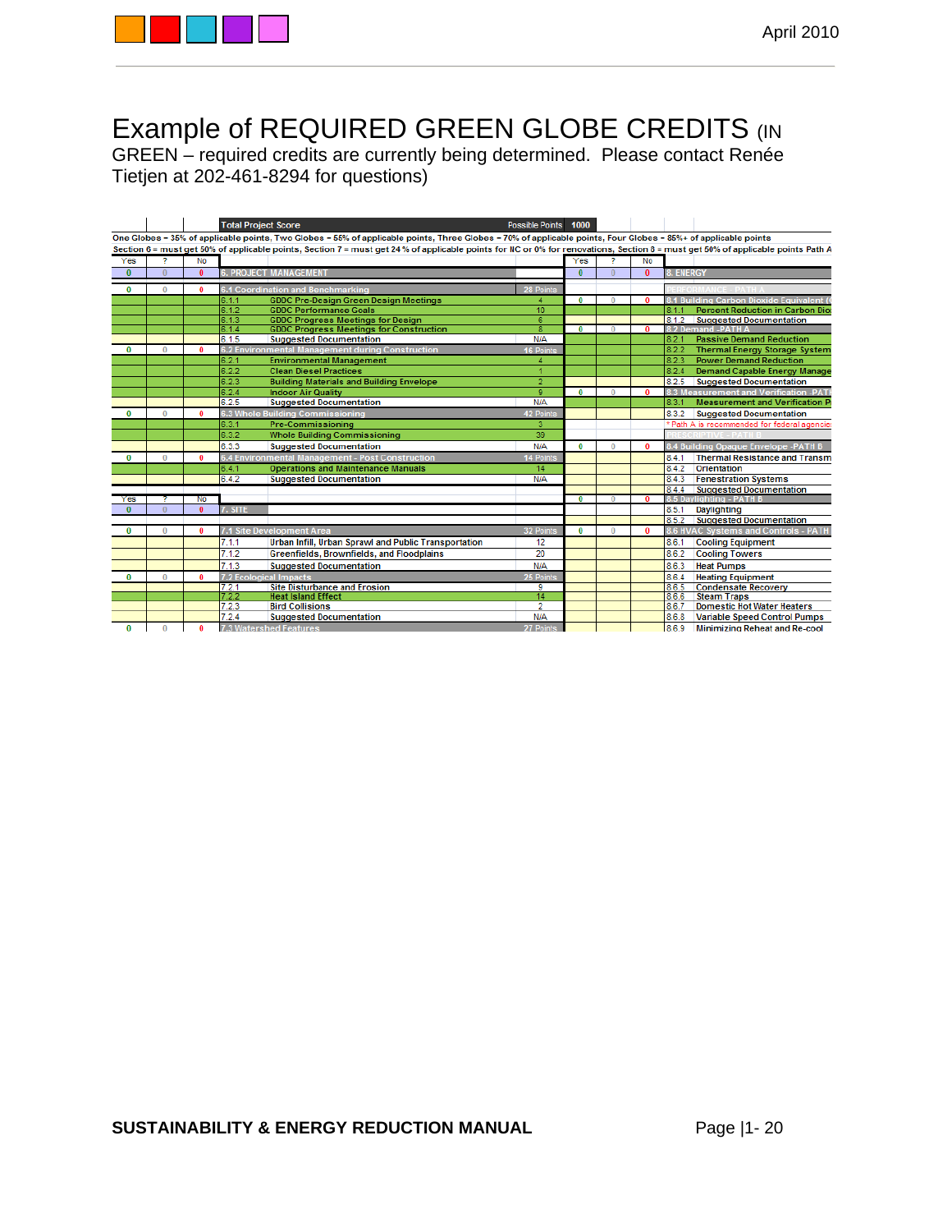# Example of REQUIRED GREEN GLOBE CREDITS (IN GREEN – required credits are currently being determined. Please contact Renée Tietjen at 202-461-8294 for questions)

**Total Project Score** — Possible Points: 1000

One Globes = 35% of applicable points, Two Globes = 55% of applicable points, Three Globes = 70% of applicable points, Four Globes = 85%+ of applicable points

Section 6 = must get 50% of applicable points, Section 7 = must get 24 % of applicable points for NC or 0% for renovations, Section 8 = must get 50% of applicable points Path A

| Yes | ? | No | | | Points |
|---|---|---|---|---|---|
| 0 | 0 | 0 | **6. PROJECT MANAGEMENT** | | |
| 0 | 0 | 0 | 6.1 Coordination and Benchmarking | | 28 Points |
| | | | 6.1.1 | GDDC Pre-Design Green Design Meetings | 4 |
| | | | 6.1.2 | GDDC Performance Goals | 10 |
| | | | 6.1.3 | GDDC Progress Meetings for Design | 6 |
| | | | 6.1.4 | GDDC Progress Meetings for Construction | 8 |
| | | | 6.1.5 | Suggested Documentation | N/A |
| 0 | 0 | 0 | 6.2 Environmental Management during Construction | | 16 Points |
| | | | 6.2.1 | Environmental Management | 4 |
| | | | 6.2.2 | Clean Diesel Practices | 1 |
| | | | 6.2.3 | Building Materials and Building Envelope | 2 |
| | | | 6.2.4 | Indoor Air Quality | 9 |
| | | | 6.2.5 | Suggested Documentation | N/A |
| 0 | 0 | 0 | 6.3 Whole Building Commissioning | | 42 Points |
| | | | 6.3.1 | Pre-Commissioning | 3 |
| | | | 6.3.2 | Whole Building Commissioning | 39 |
| | | | 6.3.3 | Suggested Documentation | N/A |
| 0 | 0 | 0 | 6.4 Environmental Management - Post Construction | | 14 Points |
| | | | 6.4.1 | Operations and Maintenance Manuals | 14 |
| | | | 6.4.2 | Suggested Documentation | N/A |
| 0 | 0 | 0 | **7. SITE** | | |
| 0 | 0 | 0 | 7.1 Site Development Area | | 32 Points |
| | | | 7.1.1 | Urban Infill, Urban Sprawl and Public Transportation | 12 |
| | | | 7.1.2 | Greenfields, Brownfields, and Floodplains | 20 |
| | | | 7.1.3 | Suggested Documentation | N/A |
| 0 | 0 | 0 | 7.2 Ecological Impacts | | 25 Points |
| | | | 7.2.1 | Site Disturbance and Erosion | 9 |
| | | | 7.2.2 | Heat Island Effect | 14 |
| | | | 7.2.3 | Bird Collisions | 2 |
| | | | 7.2.4 | Suggested Documentation | N/A |
| 0 | 0 | 0 | 7.3 Watershed Features | | 27 Points |

| Yes | ? | No | | |
|---|---|---|---|---|
| 0 | 0 | 0 | **8. ENERGY** | |
| | | | PERFORMANCE - PATH A | |
| 0 | 0 | 0 | 8.1 Building Carbon Dioxide Equivalent (C | |
| | | | 8.1.1 | Percent Reduction in Carbon Dio |
| | | | 8.1.2 | Suggested Documentation |
| 0 | 0 | 0 | 8.2 Demand -PATH A | |
| | | | 8.2.1 | Passive Demand Reduction |
| | | | 8.2.2 | Thermal Energy Storage System |
| | | | 8.2.3 | Power Demand Reduction |
| | | | 8.2.4 | Demand Capable Energy Manage |
| | | | 8.2.5 | Suggested Documentation |
| 0 | 0 | 0 | 8.3 Measurement and Verification -PATH | |
| | | | 8.3.1 | Measurement and Verification P |
| | | | 8.3.2 | Suggested Documentation |
| | | | * Path A is recommended for federal agencies | |
| | | | PRESCRIPTIVE - PATH B | |
| 0 | 0 | 0 | 8.4 Building Opaque Envelope -PATH B | |
| | | | 8.4.1 | Thermal Resistance and Transm |
| | | | 8.4.2 | Orientation |
| | | | 8.4.3 | Fenestration Systems |
| | | | 8.4.4 | Suggested Documentation |
| 0 | 0 | 0 | 8.5 Daylighting - PATH B | |
| | | | 8.5.1 | Daylighting |
| | | | 8.5.2 | Suggested Documentation |
| 0 | 0 | 0 | 8.6 HVAC Systems and Controls - PATH | |
| | | | 8.6.1 | Cooling Equipment |
| | | | 8.6.2 | Cooling Towers |
| | | | 8.6.3 | Heat Pumps |
| | | | 8.6.4 | Heating Equipment |
| | | | 8.6.5 | Condensate Recovery |
| | | | 8.6.6 | Steam Traps |
| | | | 8.6.7 | Domestic Hot Water Heaters |
| | | | 8.6.8 | Variable Speed Control Pumps |
| | | | 8.6.9 | Minimizing Reheat and Re-cool |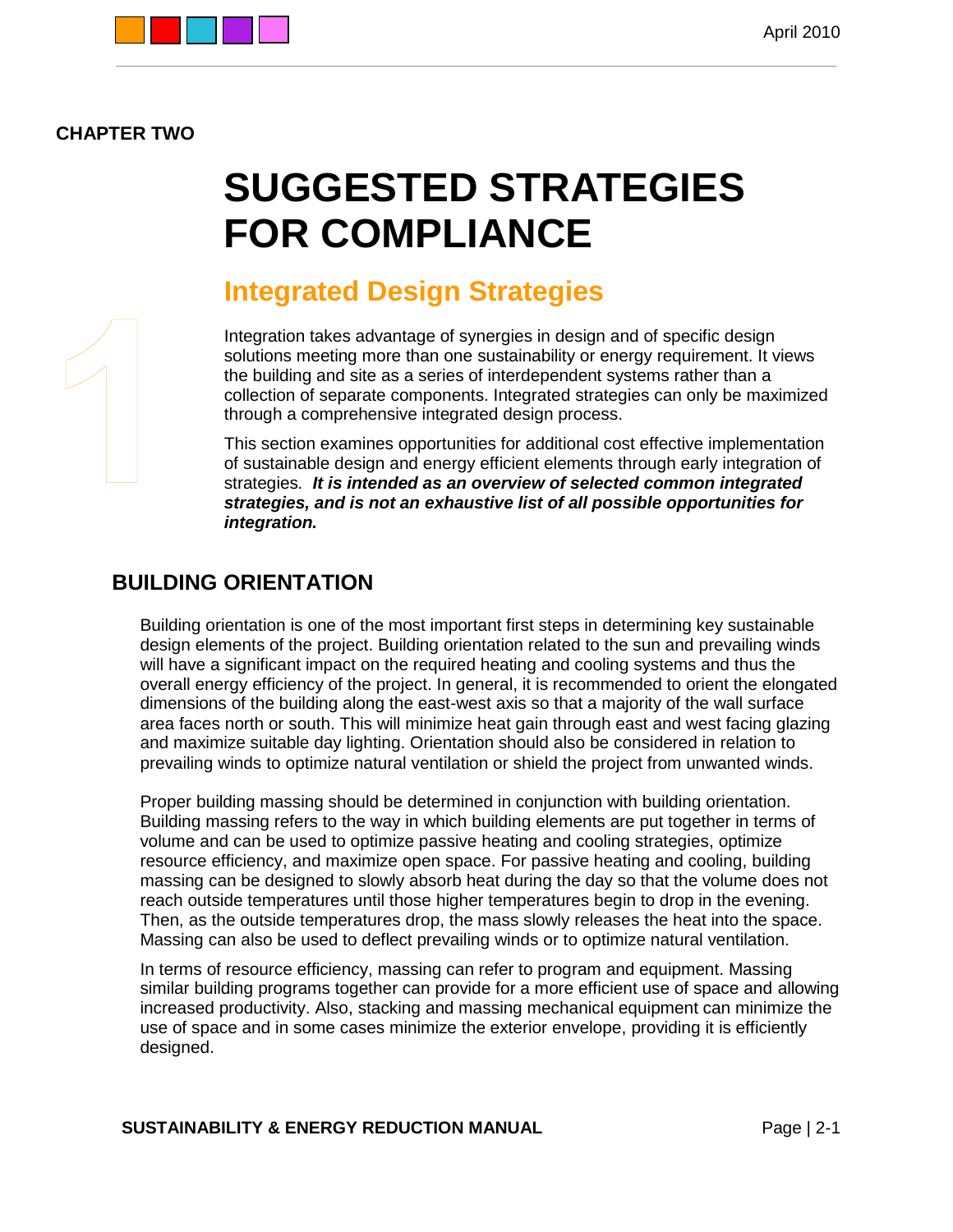**CHAPTER TWO**

# SUGGESTED STRATEGIES FOR COMPLIANCE

## Integrated Design Strategies

Integration takes advantage of synergies in design and of specific design solutions meeting more than one sustainability or energy requirement. It views the building and site as a series of interdependent systems rather than a collection of separate components. Integrated strategies can only be maximized through a comprehensive integrated design process.

This section examines opportunities for additional cost effective implementation of sustainable design and energy efficient elements through early integration of strategies. ***It is intended as an overview of selected common integrated strategies, and is not an exhaustive list of all possible opportunities for integration.***

### BUILDING ORIENTATION

Building orientation is one of the most important first steps in determining key sustainable design elements of the project. Building orientation related to the sun and prevailing winds will have a significant impact on the required heating and cooling systems and thus the overall energy efficiency of the project. In general, it is recommended to orient the elongated dimensions of the building along the east-west axis so that a majority of the wall surface area faces north or south. This will minimize heat gain through east and west facing glazing and maximize suitable day lighting. Orientation should also be considered in relation to prevailing winds to optimize natural ventilation or shield the project from unwanted winds.

Proper building massing should be determined in conjunction with building orientation. Building massing refers to the way in which building elements are put together in terms of volume and can be used to optimize passive heating and cooling strategies, optimize resource efficiency, and maximize open space. For passive heating and cooling, building massing can be designed to slowly absorb heat during the day so that the volume does not reach outside temperatures until those higher temperatures begin to drop in the evening. Then, as the outside temperatures drop, the mass slowly releases the heat into the space. Massing can also be used to deflect prevailing winds or to optimize natural ventilation.

In terms of resource efficiency, massing can refer to program and equipment. Massing similar building programs together can provide for a more efficient use of space and allowing increased productivity. Also, stacking and massing mechanical equipment can minimize the use of space and in some cases minimize the exterior envelope, providing it is efficiently designed.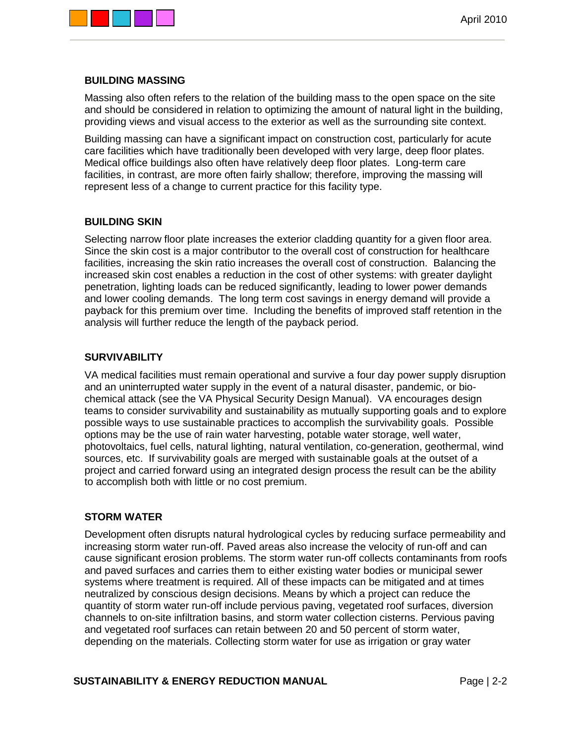## BUILDING MASSING

Massing also often refers to the relation of the building mass to the open space on the site and should be considered in relation to optimizing the amount of natural light in the building, providing views and visual access to the exterior as well as the surrounding site context.

Building massing can have a significant impact on construction cost, particularly for acute care facilities which have traditionally been developed with very large, deep floor plates. Medical office buildings also often have relatively deep floor plates. Long-term care facilities, in contrast, are more often fairly shallow; therefore, improving the massing will represent less of a change to current practice for this facility type.

## BUILDING SKIN

Selecting narrow floor plate increases the exterior cladding quantity for a given floor area. Since the skin cost is a major contributor to the overall cost of construction for healthcare facilities, increasing the skin ratio increases the overall cost of construction. Balancing the increased skin cost enables a reduction in the cost of other systems: with greater daylight penetration, lighting loads can be reduced significantly, leading to lower power demands and lower cooling demands. The long term cost savings in energy demand will provide a payback for this premium over time. Including the benefits of improved staff retention in the analysis will further reduce the length of the payback period.

## SURVIVABILITY

VA medical facilities must remain operational and survive a four day power supply disruption and an uninterrupted water supply in the event of a natural disaster, pandemic, or bio-chemical attack (see the VA Physical Security Design Manual). VA encourages design teams to consider survivability and sustainability as mutually supporting goals and to explore possible ways to use sustainable practices to accomplish the survivability goals. Possible options may be the use of rain water harvesting, potable water storage, well water, photovoltaics, fuel cells, natural lighting, natural ventilation, co-generation, geothermal, wind sources, etc. If survivability goals are merged with sustainable goals at the outset of a project and carried forward using an integrated design process the result can be the ability to accomplish both with little or no cost premium.

## STORM WATER

Development often disrupts natural hydrological cycles by reducing surface permeability and increasing storm water run-off. Paved areas also increase the velocity of run-off and can cause significant erosion problems. The storm water run-off collects contaminants from roofs and paved surfaces and carries them to either existing water bodies or municipal sewer systems where treatment is required. All of these impacts can be mitigated and at times neutralized by conscious design decisions. Means by which a project can reduce the quantity of storm water run-off include pervious paving, vegetated roof surfaces, diversion channels to on-site infiltration basins, and storm water collection cisterns. Pervious paving and vegetated roof surfaces can retain between 20 and 50 percent of storm water, depending on the materials. Collecting storm water for use as irrigation or gray water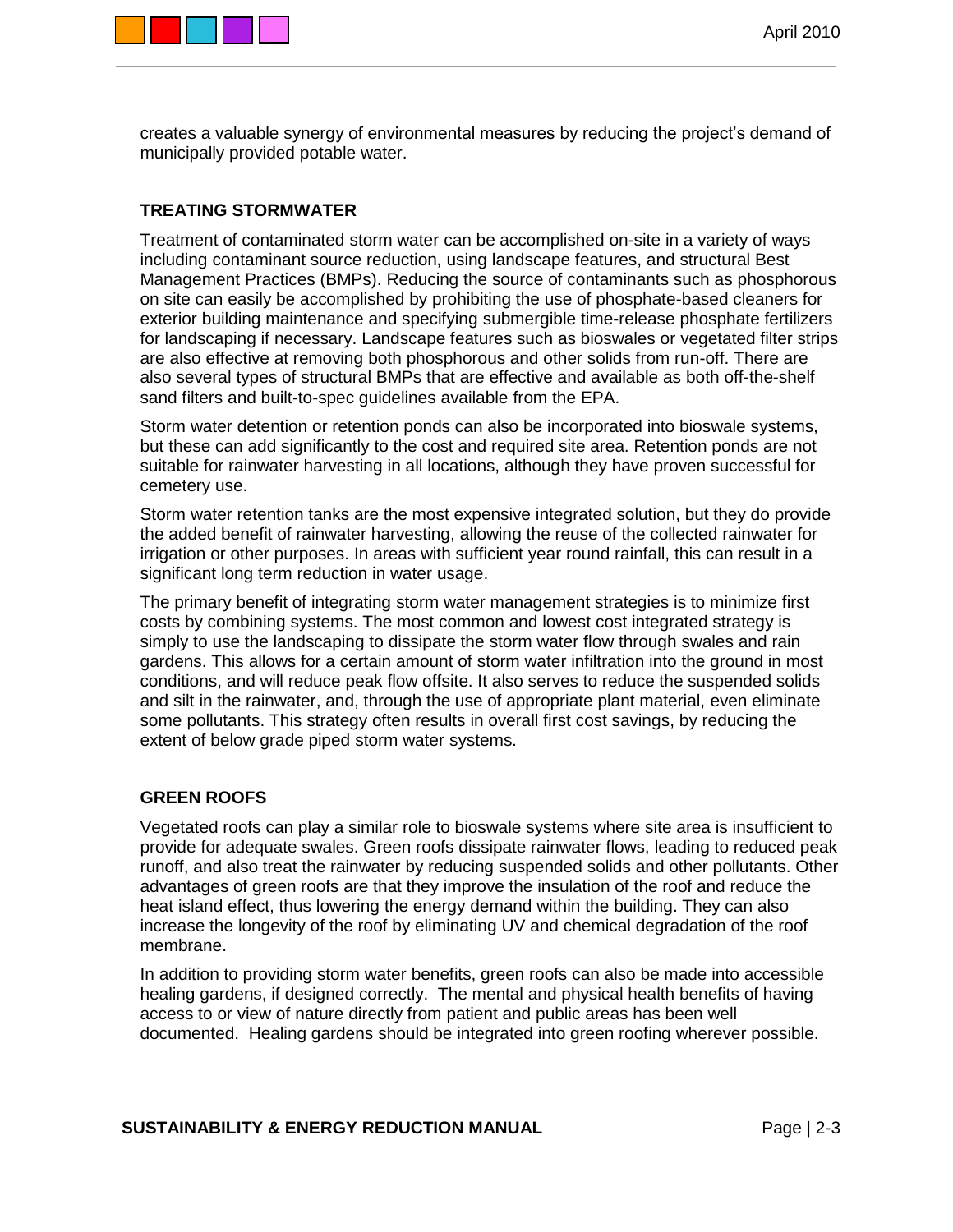creates a valuable synergy of environmental measures by reducing the project's demand of municipally provided potable water.

## TREATING STORMWATER

Treatment of contaminated storm water can be accomplished on-site in a variety of ways including contaminant source reduction, using landscape features, and structural Best Management Practices (BMPs). Reducing the source of contaminants such as phosphorous on site can easily be accomplished by prohibiting the use of phosphate-based cleaners for exterior building maintenance and specifying submergible time-release phosphate fertilizers for landscaping if necessary. Landscape features such as bioswales or vegetated filter strips are also effective at removing both phosphorous and other solids from run-off. There are also several types of structural BMPs that are effective and available as both off-the-shelf sand filters and built-to-spec guidelines available from the EPA.

Storm water detention or retention ponds can also be incorporated into bioswale systems, but these can add significantly to the cost and required site area. Retention ponds are not suitable for rainwater harvesting in all locations, although they have proven successful for cemetery use.

Storm water retention tanks are the most expensive integrated solution, but they do provide the added benefit of rainwater harvesting, allowing the reuse of the collected rainwater for irrigation or other purposes. In areas with sufficient year round rainfall, this can result in a significant long term reduction in water usage.

The primary benefit of integrating storm water management strategies is to minimize first costs by combining systems. The most common and lowest cost integrated strategy is simply to use the landscaping to dissipate the storm water flow through swales and rain gardens. This allows for a certain amount of storm water infiltration into the ground in most conditions, and will reduce peak flow offsite. It also serves to reduce the suspended solids and silt in the rainwater, and, through the use of appropriate plant material, even eliminate some pollutants. This strategy often results in overall first cost savings, by reducing the extent of below grade piped storm water systems.

## GREEN ROOFS

Vegetated roofs can play a similar role to bioswale systems where site area is insufficient to provide for adequate swales. Green roofs dissipate rainwater flows, leading to reduced peak runoff, and also treat the rainwater by reducing suspended solids and other pollutants. Other advantages of green roofs are that they improve the insulation of the roof and reduce the heat island effect, thus lowering the energy demand within the building. They can also increase the longevity of the roof by eliminating UV and chemical degradation of the roof membrane.

In addition to providing storm water benefits, green roofs can also be made into accessible healing gardens, if designed correctly. The mental and physical health benefits of having access to or view of nature directly from patient and public areas has been well documented. Healing gardens should be integrated into green roofing wherever possible.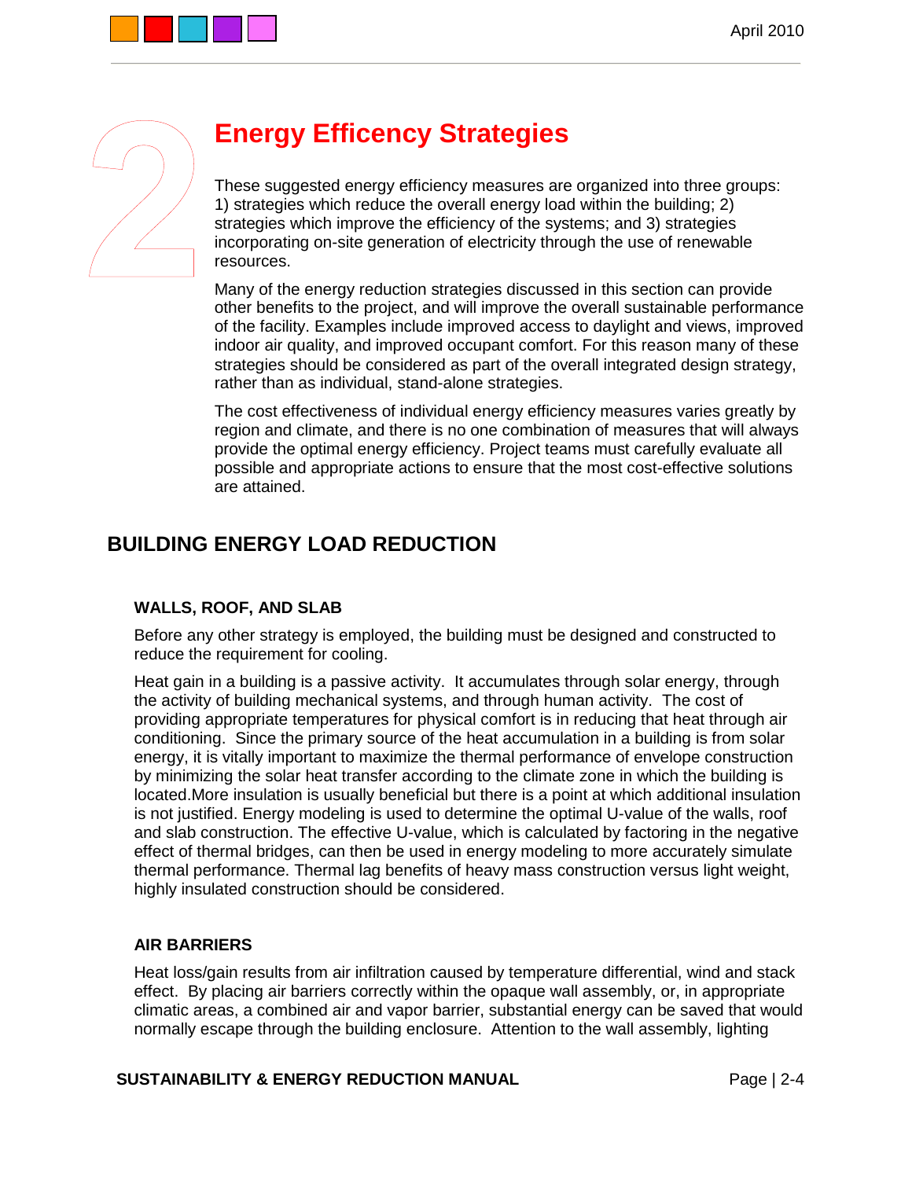# Energy Efficency Strategies

These suggested energy efficiency measures are organized into three groups: 1) strategies which reduce the overall energy load within the building; 2) strategies which improve the efficiency of the systems; and 3) strategies incorporating on-site generation of electricity through the use of renewable resources.

Many of the energy reduction strategies discussed in this section can provide other benefits to the project, and will improve the overall sustainable performance of the facility. Examples include improved access to daylight and views, improved indoor air quality, and improved occupant comfort. For this reason many of these strategies should be considered as part of the overall integrated design strategy, rather than as individual, stand-alone strategies.

The cost effectiveness of individual energy efficiency measures varies greatly by region and climate, and there is no one combination of measures that will always provide the optimal energy efficiency. Project teams must carefully evaluate all possible and appropriate actions to ensure that the most cost-effective solutions are attained.

## BUILDING ENERGY LOAD REDUCTION

### WALLS, ROOF, AND SLAB

Before any other strategy is employed, the building must be designed and constructed to reduce the requirement for cooling.

Heat gain in a building is a passive activity. It accumulates through solar energy, through the activity of building mechanical systems, and through human activity. The cost of providing appropriate temperatures for physical comfort is in reducing that heat through air conditioning. Since the primary source of the heat accumulation in a building is from solar energy, it is vitally important to maximize the thermal performance of envelope construction by minimizing the solar heat transfer according to the climate zone in which the building is located.More insulation is usually beneficial but there is a point at which additional insulation is not justified. Energy modeling is used to determine the optimal U-value of the walls, roof and slab construction. The effective U-value, which is calculated by factoring in the negative effect of thermal bridges, can then be used in energy modeling to more accurately simulate thermal performance. Thermal lag benefits of heavy mass construction versus light weight, highly insulated construction should be considered.

### AIR BARRIERS

Heat loss/gain results from air infiltration caused by temperature differential, wind and stack effect. By placing air barriers correctly within the opaque wall assembly, or, in appropriate climatic areas, a combined air and vapor barrier, substantial energy can be saved that would normally escape through the building enclosure. Attention to the wall assembly, lighting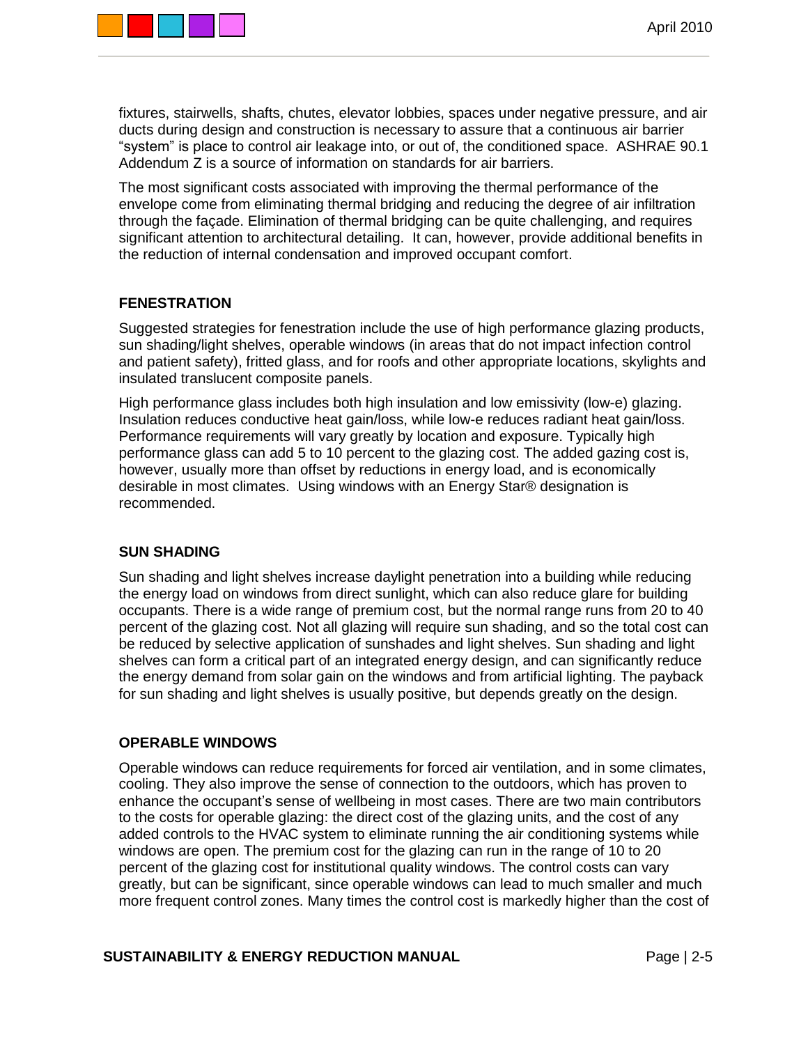fixtures, stairwells, shafts, chutes, elevator lobbies, spaces under negative pressure, and air ducts during design and construction is necessary to assure that a continuous air barrier "system" is place to control air leakage into, or out of, the conditioned space. ASHRAE 90.1 Addendum Z is a source of information on standards for air barriers.

The most significant costs associated with improving the thermal performance of the envelope come from eliminating thermal bridging and reducing the degree of air infiltration through the façade. Elimination of thermal bridging can be quite challenging, and requires significant attention to architectural detailing. It can, however, provide additional benefits in the reduction of internal condensation and improved occupant comfort.

### FENESTRATION

Suggested strategies for fenestration include the use of high performance glazing products, sun shading/light shelves, operable windows (in areas that do not impact infection control and patient safety), fritted glass, and for roofs and other appropriate locations, skylights and insulated translucent composite panels.

High performance glass includes both high insulation and low emissivity (low-e) glazing. Insulation reduces conductive heat gain/loss, while low-e reduces radiant heat gain/loss. Performance requirements will vary greatly by location and exposure. Typically high performance glass can add 5 to 10 percent to the glazing cost. The added gazing cost is, however, usually more than offset by reductions in energy load, and is economically desirable in most climates. Using windows with an Energy Star® designation is recommended.

### SUN SHADING

Sun shading and light shelves increase daylight penetration into a building while reducing the energy load on windows from direct sunlight, which can also reduce glare for building occupants. There is a wide range of premium cost, but the normal range runs from 20 to 40 percent of the glazing cost. Not all glazing will require sun shading, and so the total cost can be reduced by selective application of sunshades and light shelves. Sun shading and light shelves can form a critical part of an integrated energy design, and can significantly reduce the energy demand from solar gain on the windows and from artificial lighting. The payback for sun shading and light shelves is usually positive, but depends greatly on the design.

### OPERABLE WINDOWS

Operable windows can reduce requirements for forced air ventilation, and in some climates, cooling. They also improve the sense of connection to the outdoors, which has proven to enhance the occupant's sense of wellbeing in most cases. There are two main contributors to the costs for operable glazing: the direct cost of the glazing units, and the cost of any added controls to the HVAC system to eliminate running the air conditioning systems while windows are open. The premium cost for the glazing can run in the range of 10 to 20 percent of the glazing cost for institutional quality windows. The control costs can vary greatly, but can be significant, since operable windows can lead to much smaller and much more frequent control zones. Many times the control cost is markedly higher than the cost of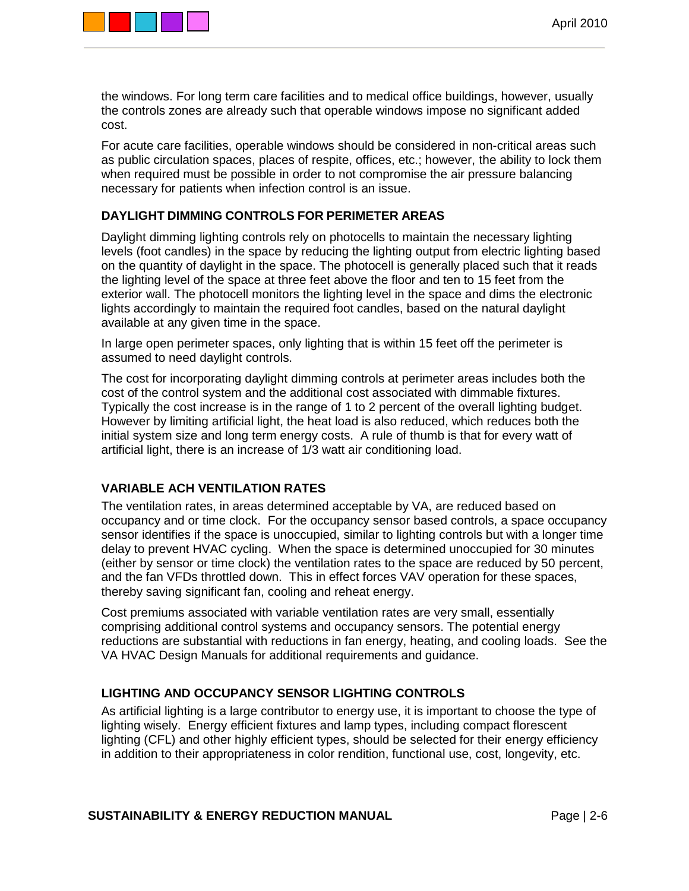the windows. For long term care facilities and to medical office buildings, however, usually the controls zones are already such that operable windows impose no significant added cost.

For acute care facilities, operable windows should be considered in non-critical areas such as public circulation spaces, places of respite, offices, etc.; however, the ability to lock them when required must be possible in order to not compromise the air pressure balancing necessary for patients when infection control is an issue.

### DAYLIGHT DIMMING CONTROLS FOR PERIMETER AREAS

Daylight dimming lighting controls rely on photocells to maintain the necessary lighting levels (foot candles) in the space by reducing the lighting output from electric lighting based on the quantity of daylight in the space. The photocell is generally placed such that it reads the lighting level of the space at three feet above the floor and ten to 15 feet from the exterior wall. The photocell monitors the lighting level in the space and dims the electronic lights accordingly to maintain the required foot candles, based on the natural daylight available at any given time in the space.

In large open perimeter spaces, only lighting that is within 15 feet off the perimeter is assumed to need daylight controls.

The cost for incorporating daylight dimming controls at perimeter areas includes both the cost of the control system and the additional cost associated with dimmable fixtures. Typically the cost increase is in the range of 1 to 2 percent of the overall lighting budget. However by limiting artificial light, the heat load is also reduced, which reduces both the initial system size and long term energy costs. A rule of thumb is that for every watt of artificial light, there is an increase of 1/3 watt air conditioning load.

### VARIABLE ACH VENTILATION RATES

The ventilation rates, in areas determined acceptable by VA, are reduced based on occupancy and or time clock. For the occupancy sensor based controls, a space occupancy sensor identifies if the space is unoccupied, similar to lighting controls but with a longer time delay to prevent HVAC cycling. When the space is determined unoccupied for 30 minutes (either by sensor or time clock) the ventilation rates to the space are reduced by 50 percent, and the fan VFDs throttled down. This in effect forces VAV operation for these spaces, thereby saving significant fan, cooling and reheat energy.

Cost premiums associated with variable ventilation rates are very small, essentially comprising additional control systems and occupancy sensors. The potential energy reductions are substantial with reductions in fan energy, heating, and cooling loads. See the VA HVAC Design Manuals for additional requirements and guidance.

### LIGHTING AND OCCUPANCY SENSOR LIGHTING CONTROLS

As artificial lighting is a large contributor to energy use, it is important to choose the type of lighting wisely. Energy efficient fixtures and lamp types, including compact florescent lighting (CFL) and other highly efficient types, should be selected for their energy efficiency in addition to their appropriateness in color rendition, functional use, cost, longevity, etc.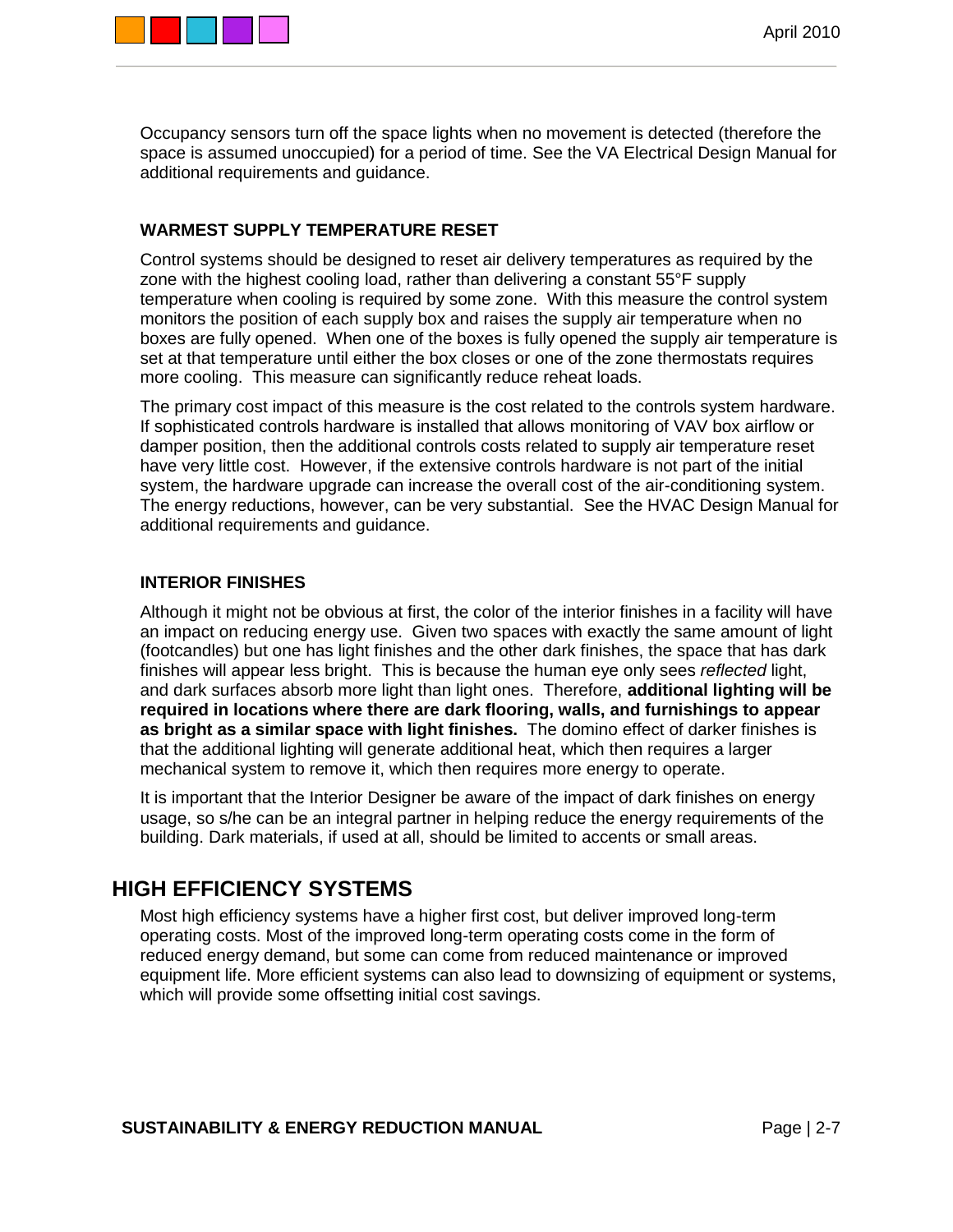Occupancy sensors turn off the space lights when no movement is detected (therefore the space is assumed unoccupied) for a period of time. See the VA Electrical Design Manual for additional requirements and guidance.

### WARMEST SUPPLY TEMPERATURE RESET

Control systems should be designed to reset air delivery temperatures as required by the zone with the highest cooling load, rather than delivering a constant 55°F supply temperature when cooling is required by some zone. With this measure the control system monitors the position of each supply box and raises the supply air temperature when no boxes are fully opened. When one of the boxes is fully opened the supply air temperature is set at that temperature until either the box closes or one of the zone thermostats requires more cooling. This measure can significantly reduce reheat loads.

The primary cost impact of this measure is the cost related to the controls system hardware. If sophisticated controls hardware is installed that allows monitoring of VAV box airflow or damper position, then the additional controls costs related to supply air temperature reset have very little cost. However, if the extensive controls hardware is not part of the initial system, the hardware upgrade can increase the overall cost of the air-conditioning system. The energy reductions, however, can be very substantial. See the HVAC Design Manual for additional requirements and guidance.

### INTERIOR FINISHES

Although it might not be obvious at first, the color of the interior finishes in a facility will have an impact on reducing energy use. Given two spaces with exactly the same amount of light (footcandles) but one has light finishes and the other dark finishes, the space that has dark finishes will appear less bright. This is because the human eye only sees *reflected* light, and dark surfaces absorb more light than light ones. Therefore, **additional lighting will be required in locations where there are dark flooring, walls, and furnishings to appear as bright as a similar space with light finishes.** The domino effect of darker finishes is that the additional lighting will generate additional heat, which then requires a larger mechanical system to remove it, which then requires more energy to operate.

It is important that the Interior Designer be aware of the impact of dark finishes on energy usage, so s/he can be an integral partner in helping reduce the energy requirements of the building. Dark materials, if used at all, should be limited to accents or small areas.

## HIGH EFFICIENCY SYSTEMS

Most high efficiency systems have a higher first cost, but deliver improved long-term operating costs. Most of the improved long-term operating costs come in the form of reduced energy demand, but some can come from reduced maintenance or improved equipment life. More efficient systems can also lead to downsizing of equipment or systems, which will provide some offsetting initial cost savings.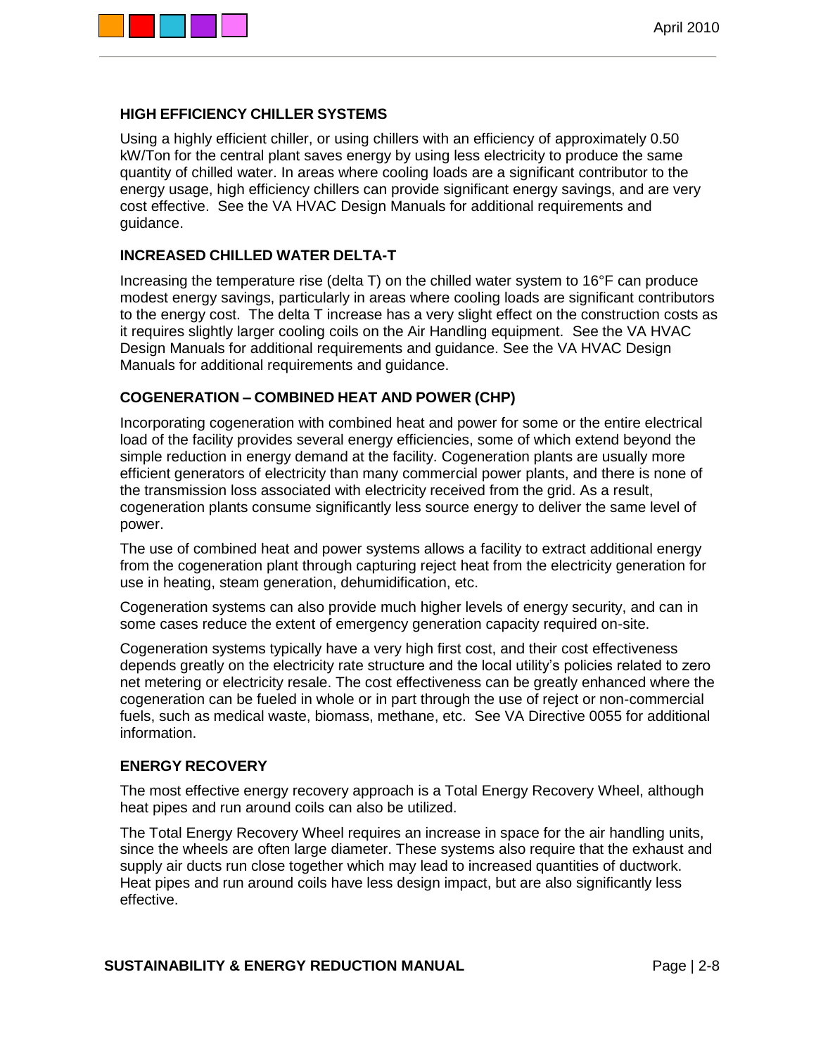### HIGH EFFICIENCY CHILLER SYSTEMS

Using a highly efficient chiller, or using chillers with an efficiency of approximately 0.50 kW/Ton for the central plant saves energy by using less electricity to produce the same quantity of chilled water. In areas where cooling loads are a significant contributor to the energy usage, high efficiency chillers can provide significant energy savings, and are very cost effective. See the VA HVAC Design Manuals for additional requirements and guidance.

### INCREASED CHILLED WATER DELTA-T

Increasing the temperature rise (delta T) on the chilled water system to 16°F can produce modest energy savings, particularly in areas where cooling loads are significant contributors to the energy cost. The delta T increase has a very slight effect on the construction costs as it requires slightly larger cooling coils on the Air Handling equipment. See the VA HVAC Design Manuals for additional requirements and guidance. See the VA HVAC Design Manuals for additional requirements and guidance.

### COGENERATION – COMBINED HEAT AND POWER (CHP)

Incorporating cogeneration with combined heat and power for some or the entire electrical load of the facility provides several energy efficiencies, some of which extend beyond the simple reduction in energy demand at the facility. Cogeneration plants are usually more efficient generators of electricity than many commercial power plants, and there is none of the transmission loss associated with electricity received from the grid. As a result, cogeneration plants consume significantly less source energy to deliver the same level of power.

The use of combined heat and power systems allows a facility to extract additional energy from the cogeneration plant through capturing reject heat from the electricity generation for use in heating, steam generation, dehumidification, etc.

Cogeneration systems can also provide much higher levels of energy security, and can in some cases reduce the extent of emergency generation capacity required on-site.

Cogeneration systems typically have a very high first cost, and their cost effectiveness depends greatly on the electricity rate structure and the local utility's policies related to zero net metering or electricity resale. The cost effectiveness can be greatly enhanced where the cogeneration can be fueled in whole or in part through the use of reject or non-commercial fuels, such as medical waste, biomass, methane, etc. See VA Directive 0055 for additional information.

### ENERGY RECOVERY

The most effective energy recovery approach is a Total Energy Recovery Wheel, although heat pipes and run around coils can also be utilized.

The Total Energy Recovery Wheel requires an increase in space for the air handling units, since the wheels are often large diameter. These systems also require that the exhaust and supply air ducts run close together which may lead to increased quantities of ductwork. Heat pipes and run around coils have less design impact, but are also significantly less effective.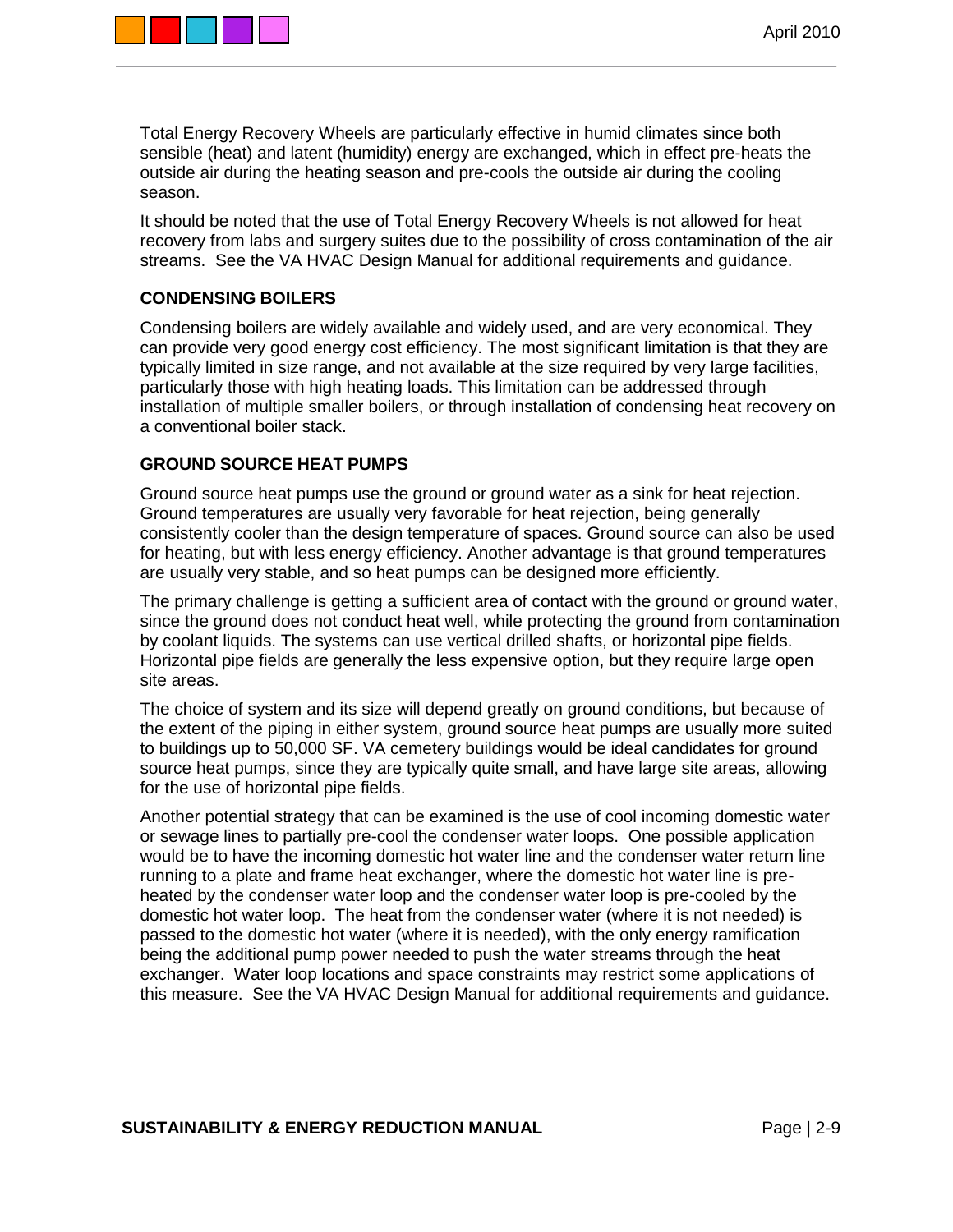Total Energy Recovery Wheels are particularly effective in humid climates since both sensible (heat) and latent (humidity) energy are exchanged, which in effect pre-heats the outside air during the heating season and pre-cools the outside air during the cooling season.

It should be noted that the use of Total Energy Recovery Wheels is not allowed for heat recovery from labs and surgery suites due to the possibility of cross contamination of the air streams. See the VA HVAC Design Manual for additional requirements and guidance.

### CONDENSING BOILERS

Condensing boilers are widely available and widely used, and are very economical. They can provide very good energy cost efficiency. The most significant limitation is that they are typically limited in size range, and not available at the size required by very large facilities, particularly those with high heating loads. This limitation can be addressed through installation of multiple smaller boilers, or through installation of condensing heat recovery on a conventional boiler stack.

### GROUND SOURCE HEAT PUMPS

Ground source heat pumps use the ground or ground water as a sink for heat rejection. Ground temperatures are usually very favorable for heat rejection, being generally consistently cooler than the design temperature of spaces. Ground source can also be used for heating, but with less energy efficiency. Another advantage is that ground temperatures are usually very stable, and so heat pumps can be designed more efficiently.

The primary challenge is getting a sufficient area of contact with the ground or ground water, since the ground does not conduct heat well, while protecting the ground from contamination by coolant liquids. The systems can use vertical drilled shafts, or horizontal pipe fields. Horizontal pipe fields are generally the less expensive option, but they require large open site areas.

The choice of system and its size will depend greatly on ground conditions, but because of the extent of the piping in either system, ground source heat pumps are usually more suited to buildings up to 50,000 SF. VA cemetery buildings would be ideal candidates for ground source heat pumps, since they are typically quite small, and have large site areas, allowing for the use of horizontal pipe fields.

Another potential strategy that can be examined is the use of cool incoming domestic water or sewage lines to partially pre-cool the condenser water loops. One possible application would be to have the incoming domestic hot water line and the condenser water return line running to a plate and frame heat exchanger, where the domestic hot water line is pre-heated by the condenser water loop and the condenser water loop is pre-cooled by the domestic hot water loop. The heat from the condenser water (where it is not needed) is passed to the domestic hot water (where it is needed), with the only energy ramification being the additional pump power needed to push the water streams through the heat exchanger. Water loop locations and space constraints may restrict some applications of this measure. See the VA HVAC Design Manual for additional requirements and guidance.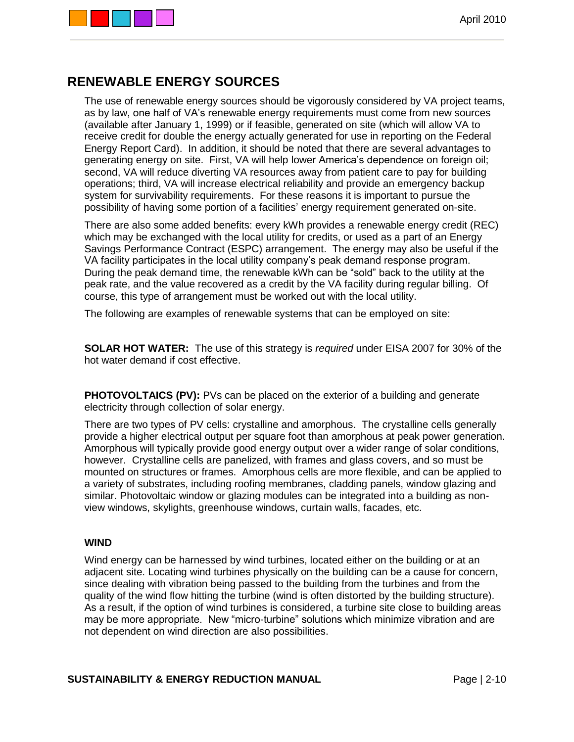## RENEWABLE ENERGY SOURCES

The use of renewable energy sources should be vigorously considered by VA project teams, as by law, one half of VA's renewable energy requirements must come from new sources (available after January 1, 1999) or if feasible, generated on site (which will allow VA to receive credit for double the energy actually generated for use in reporting on the Federal Energy Report Card). In addition, it should be noted that there are several advantages to generating energy on site. First, VA will help lower America's dependence on foreign oil; second, VA will reduce diverting VA resources away from patient care to pay for building operations; third, VA will increase electrical reliability and provide an emergency backup system for survivability requirements. For these reasons it is important to pursue the possibility of having some portion of a facilities' energy requirement generated on-site.

There are also some added benefits: every kWh provides a renewable energy credit (REC) which may be exchanged with the local utility for credits, or used as a part of an Energy Savings Performance Contract (ESPC) arrangement. The energy may also be useful if the VA facility participates in the local utility company's peak demand response program. During the peak demand time, the renewable kWh can be "sold" back to the utility at the peak rate, and the value recovered as a credit by the VA facility during regular billing. Of course, this type of arrangement must be worked out with the local utility.

The following are examples of renewable systems that can be employed on site:

**SOLAR HOT WATER:** The use of this strategy is *required* under EISA 2007 for 30% of the hot water demand if cost effective.

**PHOTOVOLTAICS (PV):** PVs can be placed on the exterior of a building and generate electricity through collection of solar energy.

There are two types of PV cells: crystalline and amorphous. The crystalline cells generally provide a higher electrical output per square foot than amorphous at peak power generation. Amorphous will typically provide good energy output over a wider range of solar conditions, however. Crystalline cells are panelized, with frames and glass covers, and so must be mounted on structures or frames. Amorphous cells are more flexible, and can be applied to a variety of substrates, including roofing membranes, cladding panels, window glazing and similar. Photovoltaic window or glazing modules can be integrated into a building as non-view windows, skylights, greenhouse windows, curtain walls, facades, etc.

**WIND**

Wind energy can be harnessed by wind turbines, located either on the building or at an adjacent site. Locating wind turbines physically on the building can be a cause for concern, since dealing with vibration being passed to the building from the turbines and from the quality of the wind flow hitting the turbine (wind is often distorted by the building structure). As a result, if the option of wind turbines is considered, a turbine site close to building areas may be more appropriate. New "micro-turbine" solutions which minimize vibration and are not dependent on wind direction are also possibilities.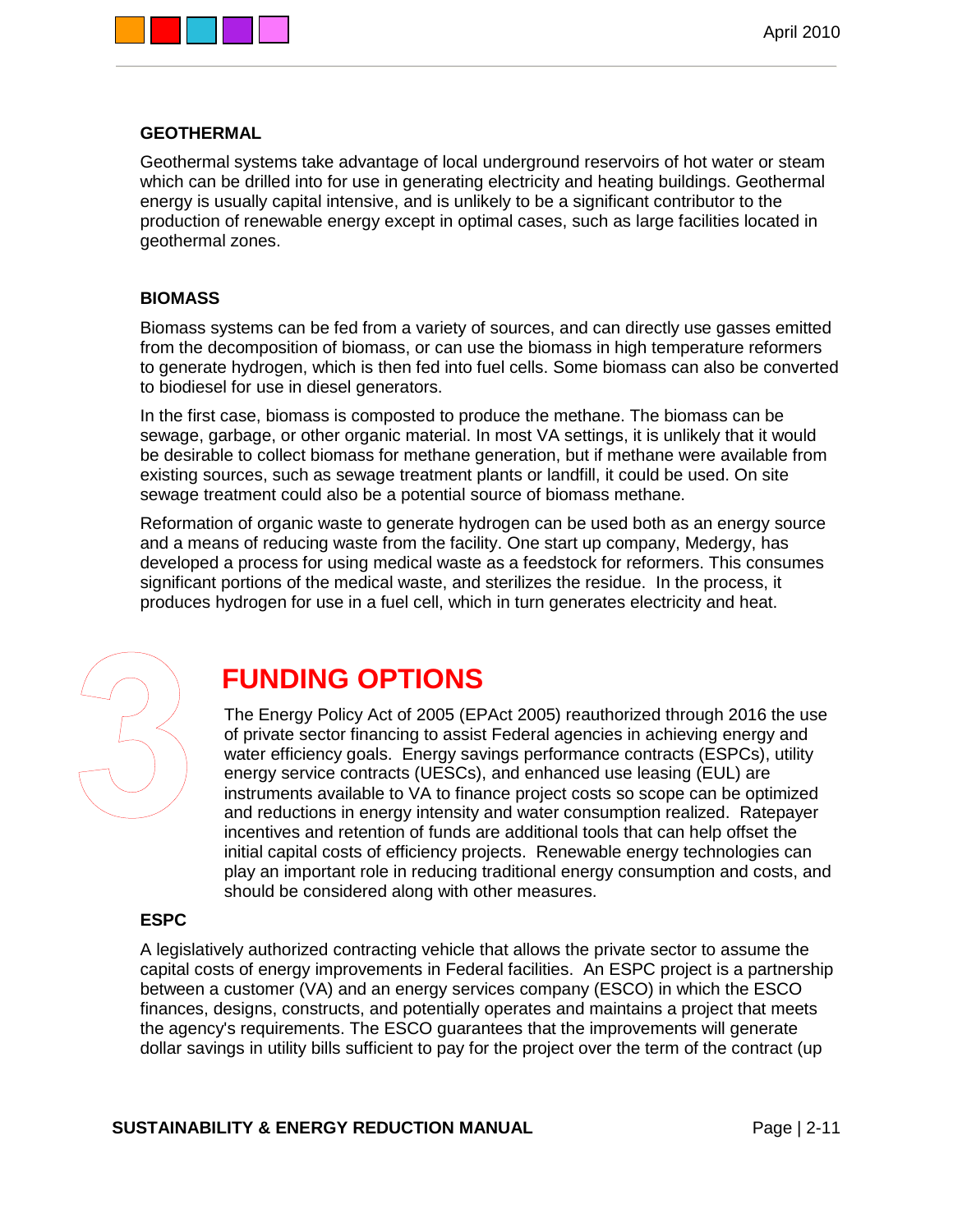### GEOTHERMAL

Geothermal systems take advantage of local underground reservoirs of hot water or steam which can be drilled into for use in generating electricity and heating buildings. Geothermal energy is usually capital intensive, and is unlikely to be a significant contributor to the production of renewable energy except in optimal cases, such as large facilities located in geothermal zones.

### BIOMASS

Biomass systems can be fed from a variety of sources, and can directly use gasses emitted from the decomposition of biomass, or can use the biomass in high temperature reformers to generate hydrogen, which is then fed into fuel cells. Some biomass can also be converted to biodiesel for use in diesel generators.

In the first case, biomass is composted to produce the methane. The biomass can be sewage, garbage, or other organic material. In most VA settings, it is unlikely that it would be desirable to collect biomass for methane generation, but if methane were available from existing sources, such as sewage treatment plants or landfill, it could be used. On site sewage treatment could also be a potential source of biomass methane.

Reformation of organic waste to generate hydrogen can be used both as an energy source and a means of reducing waste from the facility. One start up company, Medergy, has developed a process for using medical waste as a feedstock for reformers. This consumes significant portions of the medical waste, and sterilizes the residue. In the process, it produces hydrogen for use in a fuel cell, which in turn generates electricity and heat.

# 3 FUNDING OPTIONS

The Energy Policy Act of 2005 (EPAct 2005) reauthorized through 2016 the use of private sector financing to assist Federal agencies in achieving energy and water efficiency goals. Energy savings performance contracts (ESPCs), utility energy service contracts (UESCs), and enhanced use leasing (EUL) are instruments available to VA to finance project costs so scope can be optimized and reductions in energy intensity and water consumption realized. Ratepayer incentives and retention of funds are additional tools that can help offset the initial capital costs of efficiency projects. Renewable energy technologies can play an important role in reducing traditional energy consumption and costs, and should be considered along with other measures.

### ESPC

A legislatively authorized contracting vehicle that allows the private sector to assume the capital costs of energy improvements in Federal facilities. An ESPC project is a partnership between a customer (VA) and an energy services company (ESCO) in which the ESCO finances, designs, constructs, and potentially operates and maintains a project that meets the agency's requirements. The ESCO guarantees that the improvements will generate dollar savings in utility bills sufficient to pay for the project over the term of the contract (up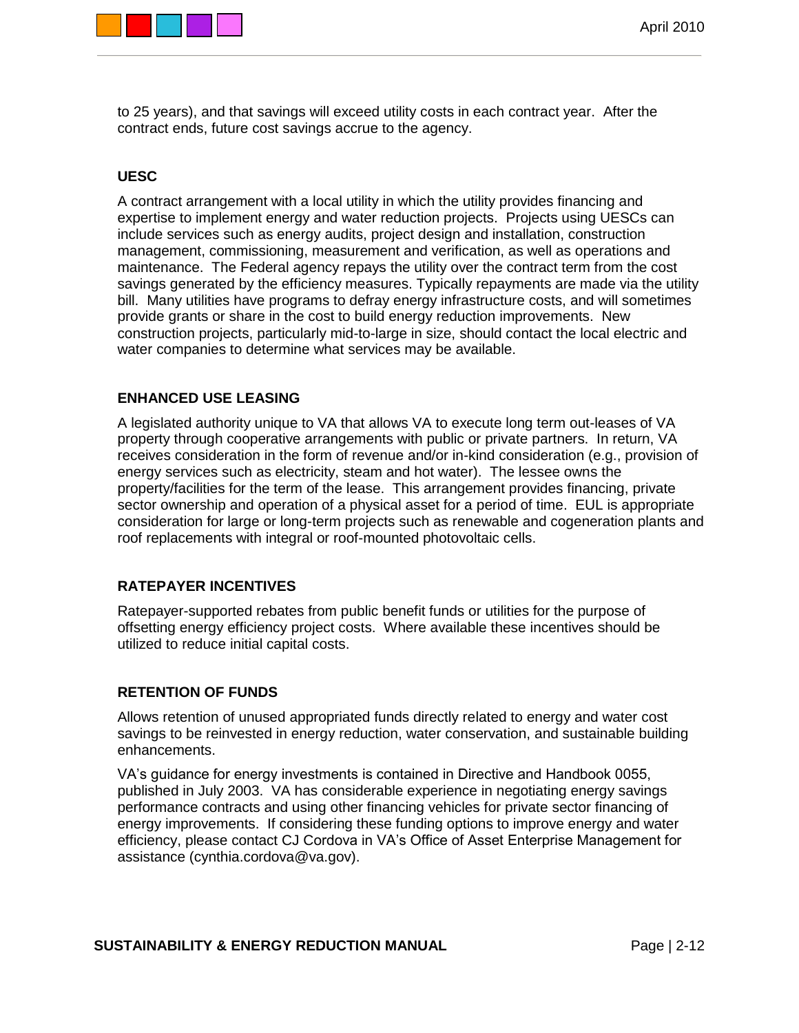to 25 years), and that savings will exceed utility costs in each contract year. After the contract ends, future cost savings accrue to the agency.

### UESC

A contract arrangement with a local utility in which the utility provides financing and expertise to implement energy and water reduction projects. Projects using UESCs can include services such as energy audits, project design and installation, construction management, commissioning, measurement and verification, as well as operations and maintenance. The Federal agency repays the utility over the contract term from the cost savings generated by the efficiency measures. Typically repayments are made via the utility bill. Many utilities have programs to defray energy infrastructure costs, and will sometimes provide grants or share in the cost to build energy reduction improvements. New construction projects, particularly mid-to-large in size, should contact the local electric and water companies to determine what services may be available.

### ENHANCED USE LEASING

A legislated authority unique to VA that allows VA to execute long term out-leases of VA property through cooperative arrangements with public or private partners. In return, VA receives consideration in the form of revenue and/or in-kind consideration (e.g., provision of energy services such as electricity, steam and hot water). The lessee owns the property/facilities for the term of the lease. This arrangement provides financing, private sector ownership and operation of a physical asset for a period of time. EUL is appropriate consideration for large or long-term projects such as renewable and cogeneration plants and roof replacements with integral or roof-mounted photovoltaic cells.

### RATEPAYER INCENTIVES

Ratepayer-supported rebates from public benefit funds or utilities for the purpose of offsetting energy efficiency project costs. Where available these incentives should be utilized to reduce initial capital costs.

### RETENTION OF FUNDS

Allows retention of unused appropriated funds directly related to energy and water cost savings to be reinvested in energy reduction, water conservation, and sustainable building enhancements.

VA's guidance for energy investments is contained in Directive and Handbook 0055, published in July 2003. VA has considerable experience in negotiating energy savings performance contracts and using other financing vehicles for private sector financing of energy improvements. If considering these funding options to improve energy and water efficiency, please contact CJ Cordova in VA's Office of Asset Enterprise Management for assistance (cynthia.cordova@va.gov).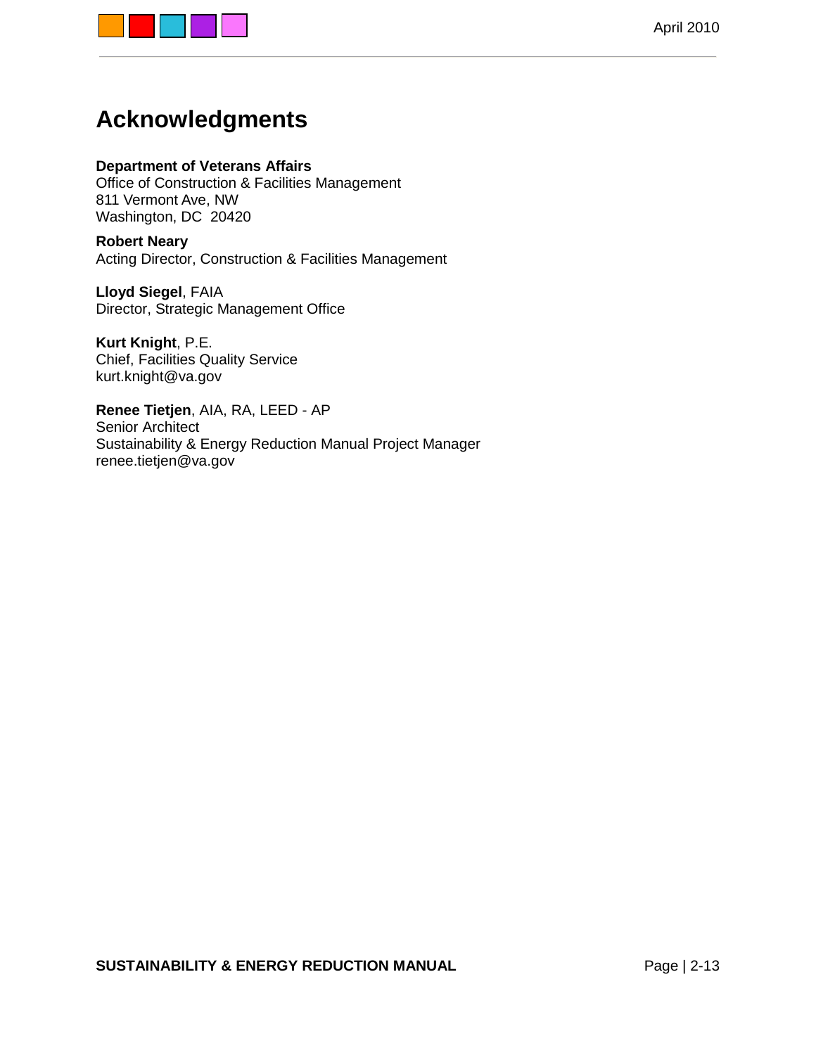# Acknowledgments

**Department of Veterans Affairs**
Office of Construction & Facilities Management
811 Vermont Ave, NW
Washington, DC 20420

**Robert Neary**
Acting Director, Construction & Facilities Management

**Lloyd Siegel**, FAIA
Director, Strategic Management Office

**Kurt Knight**, P.E.
Chief, Facilities Quality Service
kurt.knight@va.gov

**Renee Tietjen**, AIA, RA, LEED - AP
Senior Architect
Sustainability & Energy Reduction Manual Project Manager
renee.tietjen@va.gov